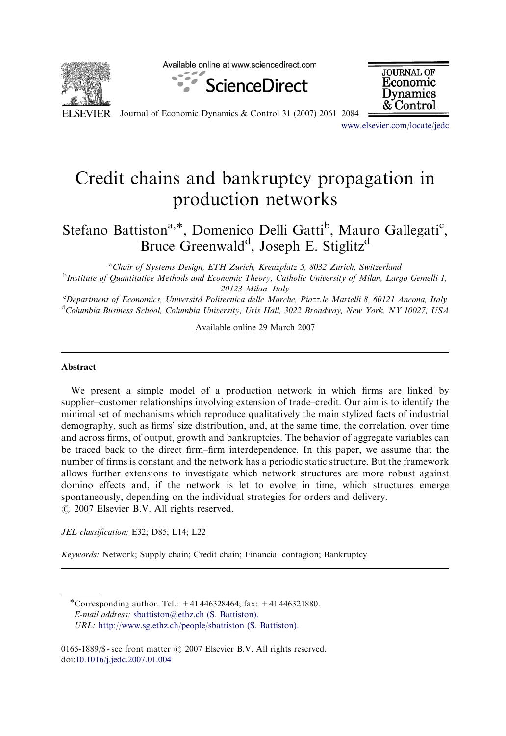# Credit chains and bankruptcy propagation in production networks

Stefano Battiston[a,*], Domenico Delli Gatti[b], Mauro Gallegati[c], Bruce Greenwald[d], Joseph E. Stiglitz[d]

[a] Chair of Systems Design, ETH Zurich, Kreuzplatz 5, 8032 Zurich, Switzerland

[b] Institute of Quantitative Methods and Economic Theory, Catholic University of Milan, Largo Gemelli 1, 20123 Milan, Italy

[c] Department of Economics, Universitá Politecnica delle Marche, Piazz.le Martelli 8, 60121 Ancona, Italy

[d] Columbia Business School, Columbia University, Uris Hall, 3022 Broadway, New York, NY 10027, USA

Available online 29 March 2007

## Abstract

We present a simple model of a production network in which firms are linked by supplier–customer relationships involving extension of trade–credit. Our aim is to identify the minimal set of mechanisms which reproduce qualitatively the main stylized facts of industrial demography, such as firms' size distribution, and, at the same time, the correlation, over time and across firms, of output, growth and bankruptcies. The behavior of aggregate variables can be traced back to the direct firm–firm interdependence. In this paper, we assume that the number of firms is constant and the network has a periodic static structure. But the framework allows further extensions to investigate which network structures are more robust against domino effects and, if the network is let to evolve in time, which structures emerge spontaneously, depending on the individual strategies for orders and delivery.

© 2007 Elsevier B.V. All rights reserved.

*JEL classification:* E32; D85; L14; L22

*Keywords:* Network; Supply chain; Credit chain; Financial contagion; Bankruptcy

---

*Corresponding author. Tel.: +41 446328464; fax: +41 446321880.
*E-mail address:* sbattiston@ethz.ch (S. Battiston).
*URL:* http://www.sg.ethz.ch/people/sbattiston (S. Battiston).

0165-1889/$ - see front matter © 2007 Elsevier B.V. All rights reserved.
doi:10.1016/j.jedc.2007.01.004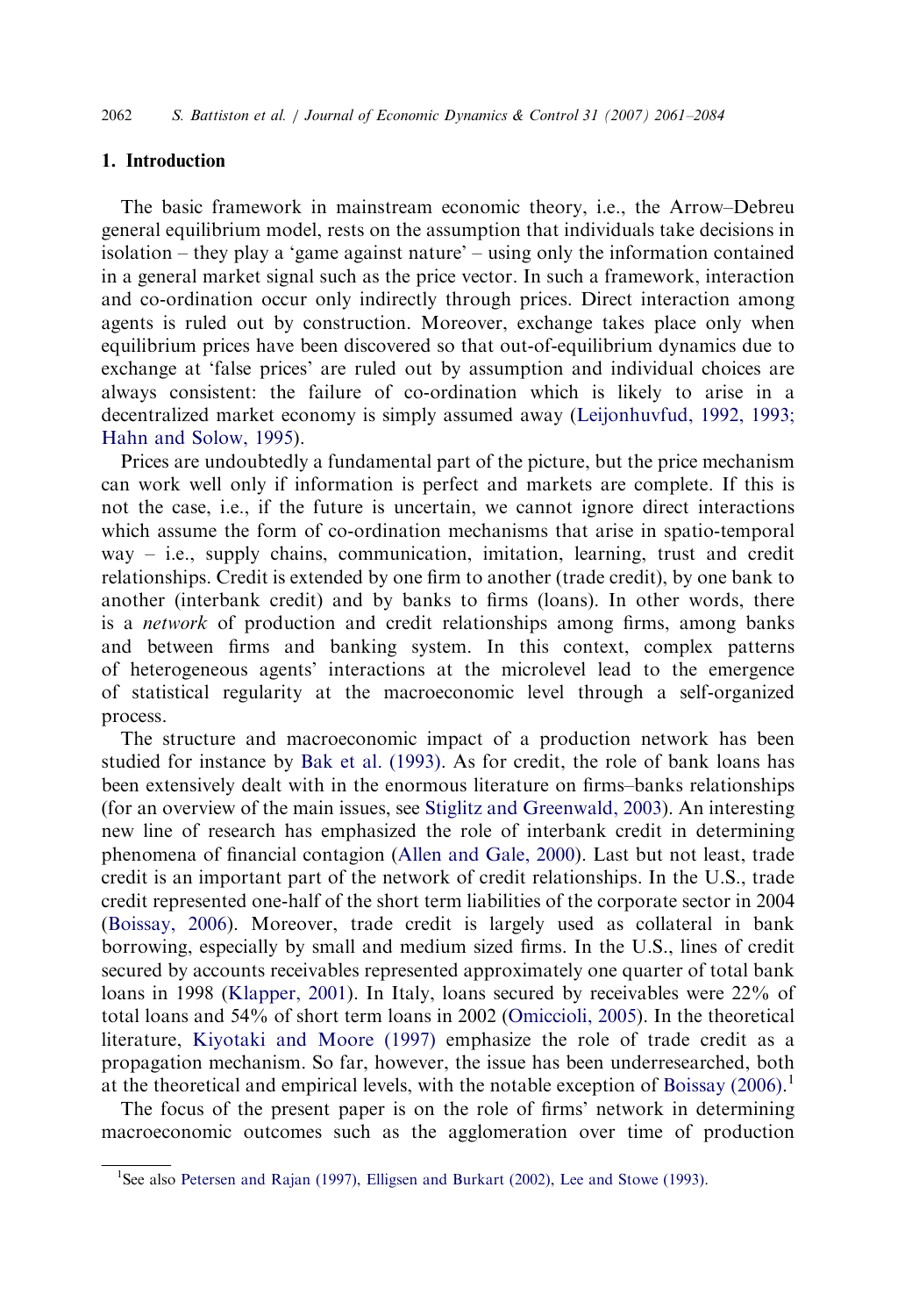## 1. Introduction

The basic framework in mainstream economic theory, i.e., the Arrow–Debreu general equilibrium model, rests on the assumption that individuals take decisions in isolation – they play a 'game against nature' – using only the information contained in a general market signal such as the price vector. In such a framework, interaction and co-ordination occur only indirectly through prices. Direct interaction among agents is ruled out by construction. Moreover, exchange takes place only when equilibrium prices have been discovered so that out-of-equilibrium dynamics due to exchange at 'false prices' are ruled out by assumption and individual choices are always consistent: the failure of co-ordination which is likely to arise in a decentralized market economy is simply assumed away (Leijonhuvfud, 1992, 1993; Hahn and Solow, 1995).

Prices are undoubtedly a fundamental part of the picture, but the price mechanism can work well only if information is perfect and markets are complete. If this is not the case, i.e., if the future is uncertain, we cannot ignore direct interactions which assume the form of co-ordination mechanisms that arise in spatio-temporal way – i.e., supply chains, communication, imitation, learning, trust and credit relationships. Credit is extended by one firm to another (trade credit), by one bank to another (interbank credit) and by banks to firms (loans). In other words, there is a *network* of production and credit relationships among firms, among banks and between firms and banking system. In this context, complex patterns of heterogeneous agents' interactions at the microlevel lead to the emergence of statistical regularity at the macroeconomic level through a self-organized process.

The structure and macroeconomic impact of a production network has been studied for instance by Bak et al. (1993). As for credit, the role of bank loans has been extensively dealt with in the enormous literature on firms–banks relationships (for an overview of the main issues, see Stiglitz and Greenwald, 2003). An interesting new line of research has emphasized the role of interbank credit in determining phenomena of financial contagion (Allen and Gale, 2000). Last but not least, trade credit is an important part of the network of credit relationships. In the U.S., trade credit represented one-half of the short term liabilities of the corporate sector in 2004 (Boissay, 2006). Moreover, trade credit is largely used as collateral in bank borrowing, especially by small and medium sized firms. In the U.S., lines of credit secured by accounts receivables represented approximately one quarter of total bank loans in 1998 (Klapper, 2001). In Italy, loans secured by receivables were 22% of total loans and 54% of short term loans in 2002 (Omiccioli, 2005). In the theoretical literature, Kiyotaki and Moore (1997) emphasize the role of trade credit as a propagation mechanism. So far, however, the issue has been underresearched, both at the theoretical and empirical levels, with the notable exception of Boissay (2006).[1]

The focus of the present paper is on the role of firms' network in determining macroeconomic outcomes such as the agglomeration over time of production

[1] See also Petersen and Rajan (1997), Elligsen and Burkart (2002), Lee and Stowe (1993).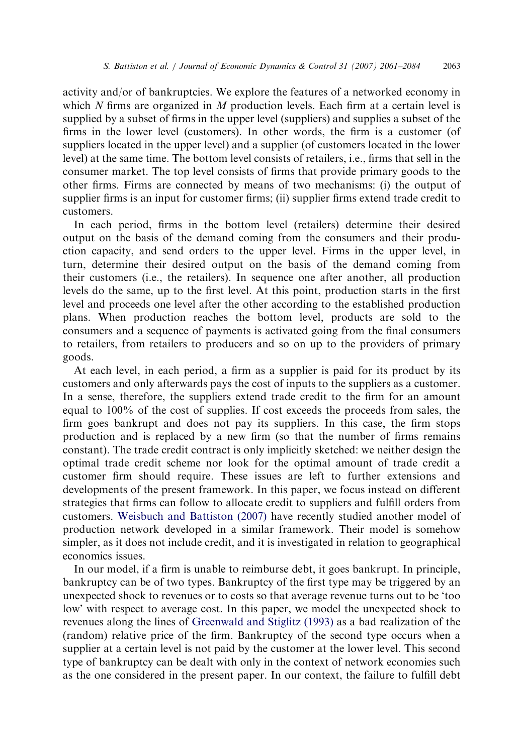activity and/or of bankruptcies. We explore the features of a networked economy in which $N$ firms are organized in $M$ production levels. Each firm at a certain level is supplied by a subset of firms in the upper level (suppliers) and supplies a subset of the firms in the lower level (customers). In other words, the firm is a customer (of suppliers located in the upper level) and a supplier (of customers located in the lower level) at the same time. The bottom level consists of retailers, i.e., firms that sell in the consumer market. The top level consists of firms that provide primary goods to the other firms. Firms are connected by means of two mechanisms: (i) the output of supplier firms is an input for customer firms; (ii) supplier firms extend trade credit to customers.

In each period, firms in the bottom level (retailers) determine their desired output on the basis of the demand coming from the consumers and their production capacity, and send orders to the upper level. Firms in the upper level, in turn, determine their desired output on the basis of the demand coming from their customers (i.e., the retailers). In sequence one after another, all production levels do the same, up to the first level. At this point, production starts in the first level and proceeds one level after the other according to the established production plans. When production reaches the bottom level, products are sold to the consumers and a sequence of payments is activated going from the final consumers to retailers, from retailers to producers and so on up to the providers of primary goods.

At each level, in each period, a firm as a supplier is paid for its product by its customers and only afterwards pays the cost of inputs to the suppliers as a customer. In a sense, therefore, the suppliers extend trade credit to the firm for an amount equal to 100% of the cost of supplies. If cost exceeds the proceeds from sales, the firm goes bankrupt and does not pay its suppliers. In this case, the firm stops production and is replaced by a new firm (so that the number of firms remains constant). The trade credit contract is only implicitly sketched: we neither design the optimal trade credit scheme nor look for the optimal amount of trade credit a customer firm should require. These issues are left to further extensions and developments of the present framework. In this paper, we focus instead on different strategies that firms can follow to allocate credit to suppliers and fulfill orders from customers. Weisbuch and Battiston (2007) have recently studied another model of production network developed in a similar framework. Their model is somehow simpler, as it does not include credit, and it is investigated in relation to geographical economics issues.

In our model, if a firm is unable to reimburse debt, it goes bankrupt. In principle, bankruptcy can be of two types. Bankruptcy of the first type may be triggered by an unexpected shock to revenues or to costs so that average revenue turns out to be 'too low' with respect to average cost. In this paper, we model the unexpected shock to revenues along the lines of Greenwald and Stiglitz (1993) as a bad realization of the (random) relative price of the firm. Bankruptcy of the second type occurs when a supplier at a certain level is not paid by the customer at the lower level. This second type of bankruptcy can be dealt with only in the context of network economies such as the one considered in the present paper. In our context, the failure to fulfill debt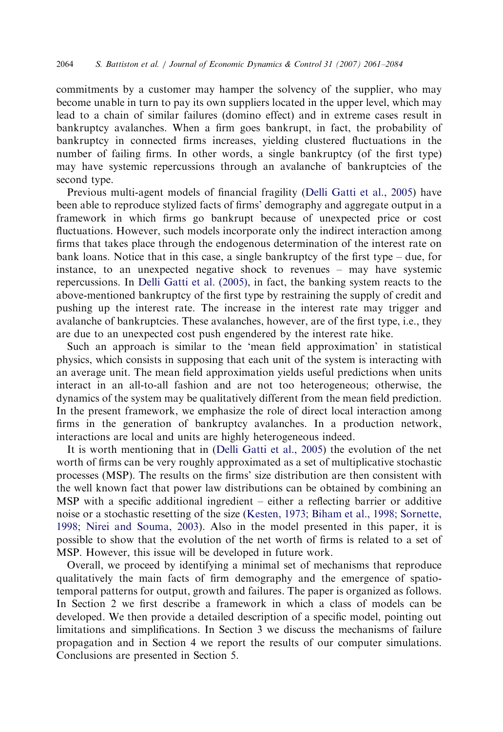commitments by a customer may hamper the solvency of the supplier, who may become unable in turn to pay its own suppliers located in the upper level, which may lead to a chain of similar failures (domino effect) and in extreme cases result in bankruptcy avalanches. When a firm goes bankrupt, in fact, the probability of bankruptcy in connected firms increases, yielding clustered fluctuations in the number of failing firms. In other words, a single bankruptcy (of the first type) may have systemic repercussions through an avalanche of bankruptcies of the second type.

Previous multi-agent models of financial fragility (Delli Gatti et al., 2005) have been able to reproduce stylized facts of firms' demography and aggregate output in a framework in which firms go bankrupt because of unexpected price or cost fluctuations. However, such models incorporate only the indirect interaction among firms that takes place through the endogenous determination of the interest rate on bank loans. Notice that in this case, a single bankruptcy of the first type – due, for instance, to an unexpected negative shock to revenues – may have systemic repercussions. In Delli Gatti et al. (2005), in fact, the banking system reacts to the above-mentioned bankruptcy of the first type by restraining the supply of credit and pushing up the interest rate. The increase in the interest rate may trigger and avalanche of bankruptcies. These avalanches, however, are of the first type, i.e., they are due to an unexpected cost push engendered by the interest rate hike.

Such an approach is similar to the 'mean field approximation' in statistical physics, which consists in supposing that each unit of the system is interacting with an average unit. The mean field approximation yields useful predictions when units interact in an all-to-all fashion and are not too heterogeneous; otherwise, the dynamics of the system may be qualitatively different from the mean field prediction. In the present framework, we emphasize the role of direct local interaction among firms in the generation of bankruptcy avalanches. In a production network, interactions are local and units are highly heterogeneous indeed.

It is worth mentioning that in (Delli Gatti et al., 2005) the evolution of the net worth of firms can be very roughly approximated as a set of multiplicative stochastic processes (MSP). The results on the firms' size distribution are then consistent with the well known fact that power law distributions can be obtained by combining an MSP with a specific additional ingredient – either a reflecting barrier or additive noise or a stochastic resetting of the size (Kesten, 1973; Biham et al., 1998; Sornette, 1998; Nirei and Souma, 2003). Also in the model presented in this paper, it is possible to show that the evolution of the net worth of firms is related to a set of MSP. However, this issue will be developed in future work.

Overall, we proceed by identifying a minimal set of mechanisms that reproduce qualitatively the main facts of firm demography and the emergence of spatio-temporal patterns for output, growth and failures. The paper is organized as follows. In Section 2 we first describe a framework in which a class of models can be developed. We then provide a detailed description of a specific model, pointing out limitations and simplifications. In Section 3 we discuss the mechanisms of failure propagation and in Section 4 we report the results of our computer simulations. Conclusions are presented in Section 5.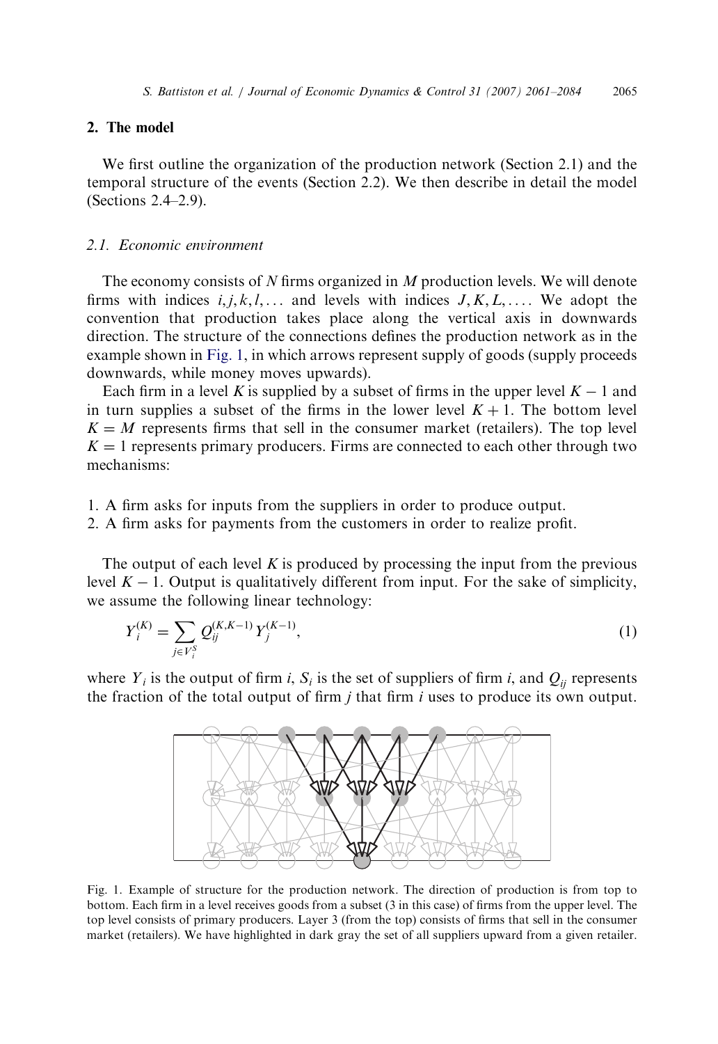## 2. The model

We first outline the organization of the production network (Section 2.1) and the temporal structure of the events (Section 2.2). We then describe in detail the model (Sections 2.4–2.9).

### 2.1. Economic environment

The economy consists of $N$ firms organized in $M$ production levels. We will denote firms with indices $i, j, k, l, \ldots$ and levels with indices $J, K, L, \ldots$. We adopt the convention that production takes place along the vertical axis in downwards direction. The structure of the connections defines the production network as in the example shown in Fig. 1, in which arrows represent supply of goods (supply proceeds downwards, while money moves upwards).

Each firm in a level $K$ is supplied by a subset of firms in the upper level $K-1$ and in turn supplies a subset of the firms in the lower level $K+1$. The bottom level $K = M$ represents firms that sell in the consumer market (retailers). The top level $K = 1$ represents primary producers. Firms are connected to each other through two mechanisms:

1. A firm asks for inputs from the suppliers in order to produce output.
2. A firm asks for payments from the customers in order to realize profit.

The output of each level $K$ is produced by processing the input from the previous level $K-1$. Output is qualitatively different from input. For the sake of simplicity, we assume the following linear technology:

$$Y_i^{(K)} = \sum_{j \in V_i^S} Q_{ij}^{(K,K-1)} Y_j^{(K-1)}, \tag{1}$$

where $Y_i$ is the output of firm $i$, $S_i$ is the set of suppliers of firm $i$, and $Q_{ij}$ represents the fraction of the total output of firm $j$ that firm $i$ uses to produce its own output.

Fig. 1. Example of structure for the production network. The direction of production is from top to bottom. Each firm in a level receives goods from a subset (3 in this case) of firms from the upper level. The top level consists of primary producers. Layer 3 (from the top) consists of firms that sell in the consumer market (retailers). We have highlighted in dark gray the set of all suppliers upward from a given retailer.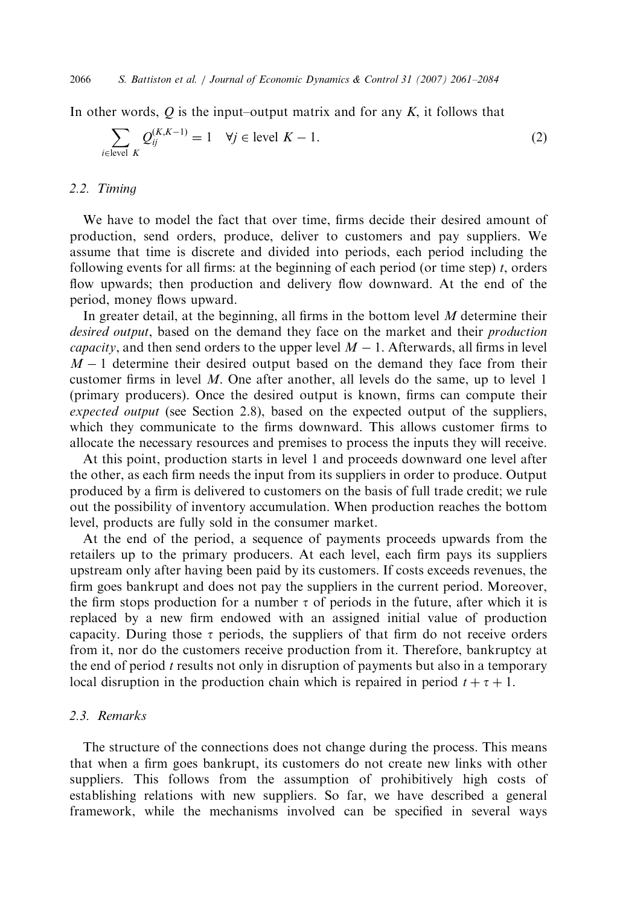In other words, $Q$ is the input–output matrix and for any $K$, it follows that

$$\sum_{i \in \text{level } K} Q_{ij}^{(K,K-1)} = 1 \quad \forall j \in \text{level } K-1. \tag{2}$$

### 2.2. Timing

We have to model the fact that over time, firms decide their desired amount of production, send orders, produce, deliver to customers and pay suppliers. We assume that time is discrete and divided into periods, each period including the following events for all firms: at the beginning of each period (or time step) $t$, orders flow upwards; then production and delivery flow downward. At the end of the period, money flows upward.

In greater detail, at the beginning, all firms in the bottom level $M$ determine their *desired output*, based on the demand they face on the market and their *production capacity*, and then send orders to the upper level $M-1$. Afterwards, all firms in level $M-1$ determine their desired output based on the demand they face from their customer firms in level $M$. One after another, all levels do the same, up to level 1 (primary producers). Once the desired output is known, firms can compute their *expected output* (see Section 2.8), based on the expected output of the suppliers, which they communicate to the firms downward. This allows customer firms to allocate the necessary resources and premises to process the inputs they will receive.

At this point, production starts in level 1 and proceeds downward one level after the other, as each firm needs the input from its suppliers in order to produce. Output produced by a firm is delivered to customers on the basis of full trade credit; we rule out the possibility of inventory accumulation. When production reaches the bottom level, products are fully sold in the consumer market.

At the end of the period, a sequence of payments proceeds upwards from the retailers up to the primary producers. At each level, each firm pays its suppliers upstream only after having been paid by its customers. If costs exceeds revenues, the firm goes bankrupt and does not pay the suppliers in the current period. Moreover, the firm stops production for a number $\tau$ of periods in the future, after which it is replaced by a new firm endowed with an assigned initial value of production capacity. During those $\tau$ periods, the suppliers of that firm do not receive orders from it, nor do the customers receive production from it. Therefore, bankruptcy at the end of period $t$ results not only in disruption of payments but also in a temporary local disruption in the production chain which is repaired in period $t+\tau+1$.

### 2.3. Remarks

The structure of the connections does not change during the process. This means that when a firm goes bankrupt, its customers do not create new links with other suppliers. This follows from the assumption of prohibitively high costs of establishing relations with new suppliers. So far, we have described a general framework, while the mechanisms involved can be specified in several ways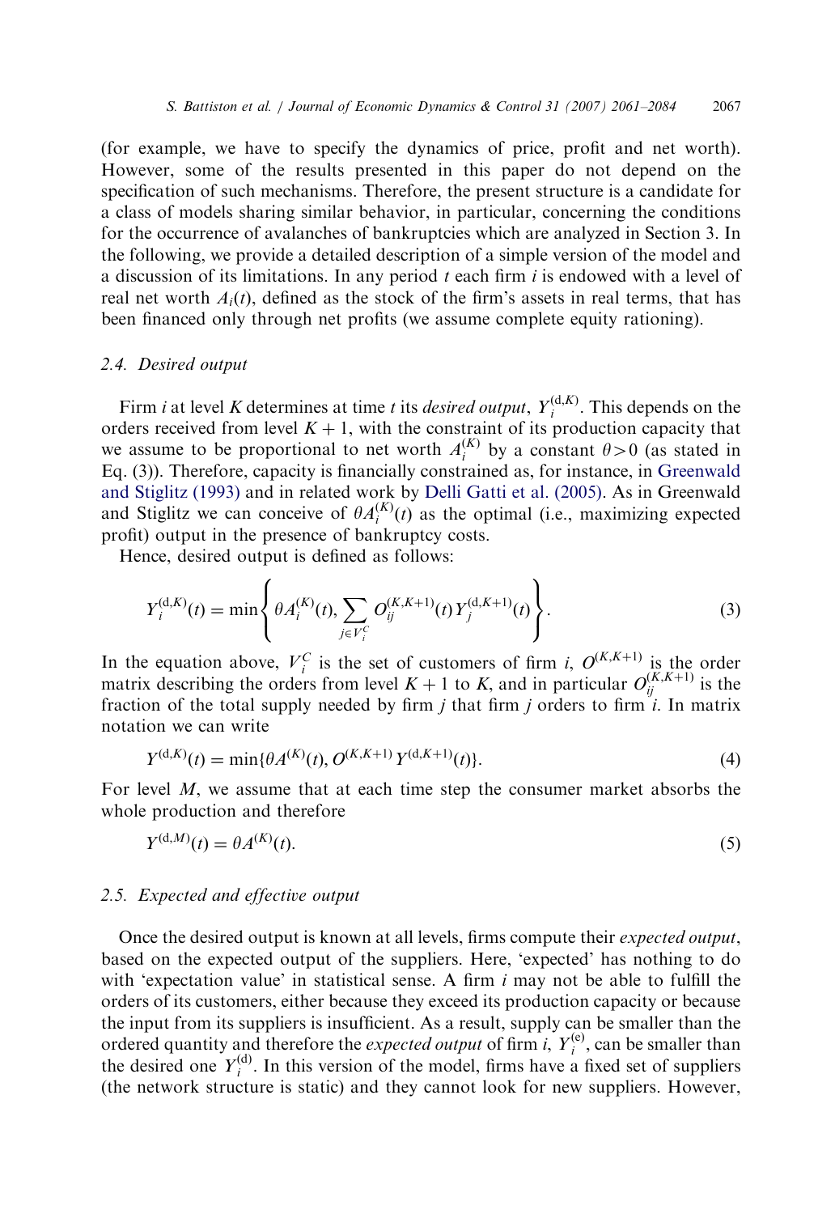(for example, we have to specify the dynamics of price, profit and net worth). However, some of the results presented in this paper do not depend on the specification of such mechanisms. Therefore, the present structure is a candidate for a class of models sharing similar behavior, in particular, concerning the conditions for the occurrence of avalanches of bankruptcies which are analyzed in Section 3. In the following, we provide a detailed description of a simple version of the model and a discussion of its limitations. In any period $t$ each firm $i$ is endowed with a level of real net worth $A_i(t)$, defined as the stock of the firm's assets in real terms, that has been financed only through net profits (we assume complete equity rationing).

### 2.4. Desired output

Firm $i$ at level $K$ determines at time $t$ its *desired output*, $Y_i^{(\mathrm{d},K)}$. This depends on the orders received from level $K+1$, with the constraint of its production capacity that we assume to be proportional to net worth $A_i^{(K)}$ by a constant $\theta > 0$ (as stated in Eq. (3)). Therefore, capacity is financially constrained as, for instance, in Greenwald and Stiglitz (1993) and in related work by Delli Gatti et al. (2005). As in Greenwald and Stiglitz we can conceive of $\theta A_i^{(K)}(t)$ as the optimal (i.e., maximizing expected profit) output in the presence of bankruptcy costs.

Hence, desired output is defined as follows:

$$Y_i^{(\mathrm{d},K)}(t) = \min\left\{ \theta A_i^{(K)}(t), \sum_{j \in V_i^C} O_{ij}^{(K,K+1)}(t)\, Y_j^{(\mathrm{d},K+1)}(t) \right\}. \tag{3}$$

In the equation above, $V_i^C$ is the set of customers of firm $i$, $O^{(K,K+1)}$ is the order matrix describing the orders from level $K+1$ to $K$, and in particular $O_{ij}^{(K,K+1)}$ is the fraction of the total supply needed by firm $j$ that firm $j$ orders to firm $i$. In matrix notation we can write

$$Y^{(\mathrm{d},K)}(t) = \min\{\theta A^{(K)}(t), O^{(K,K+1)}\, Y^{(\mathrm{d},K+1)}(t)\}. \tag{4}$$

For level $M$, we assume that at each time step the consumer market absorbs the whole production and therefore

$$Y^{(\mathrm{d},M)}(t) = \theta A^{(K)}(t). \tag{5}$$

### 2.5. Expected and effective output

Once the desired output is known at all levels, firms compute their *expected output*, based on the expected output of the suppliers. Here, 'expected' has nothing to do with 'expectation value' in statistical sense. A firm $i$ may not be able to fulfill the orders of its customers, either because they exceed its production capacity or because the input from its suppliers is insufficient. As a result, supply can be smaller than the ordered quantity and therefore the *expected output* of firm $i$, $Y_i^{(\mathrm{e})}$, can be smaller than the desired one $Y_i^{(\mathrm{d})}$. In this version of the model, firms have a fixed set of suppliers (the network structure is static) and they cannot look for new suppliers. However,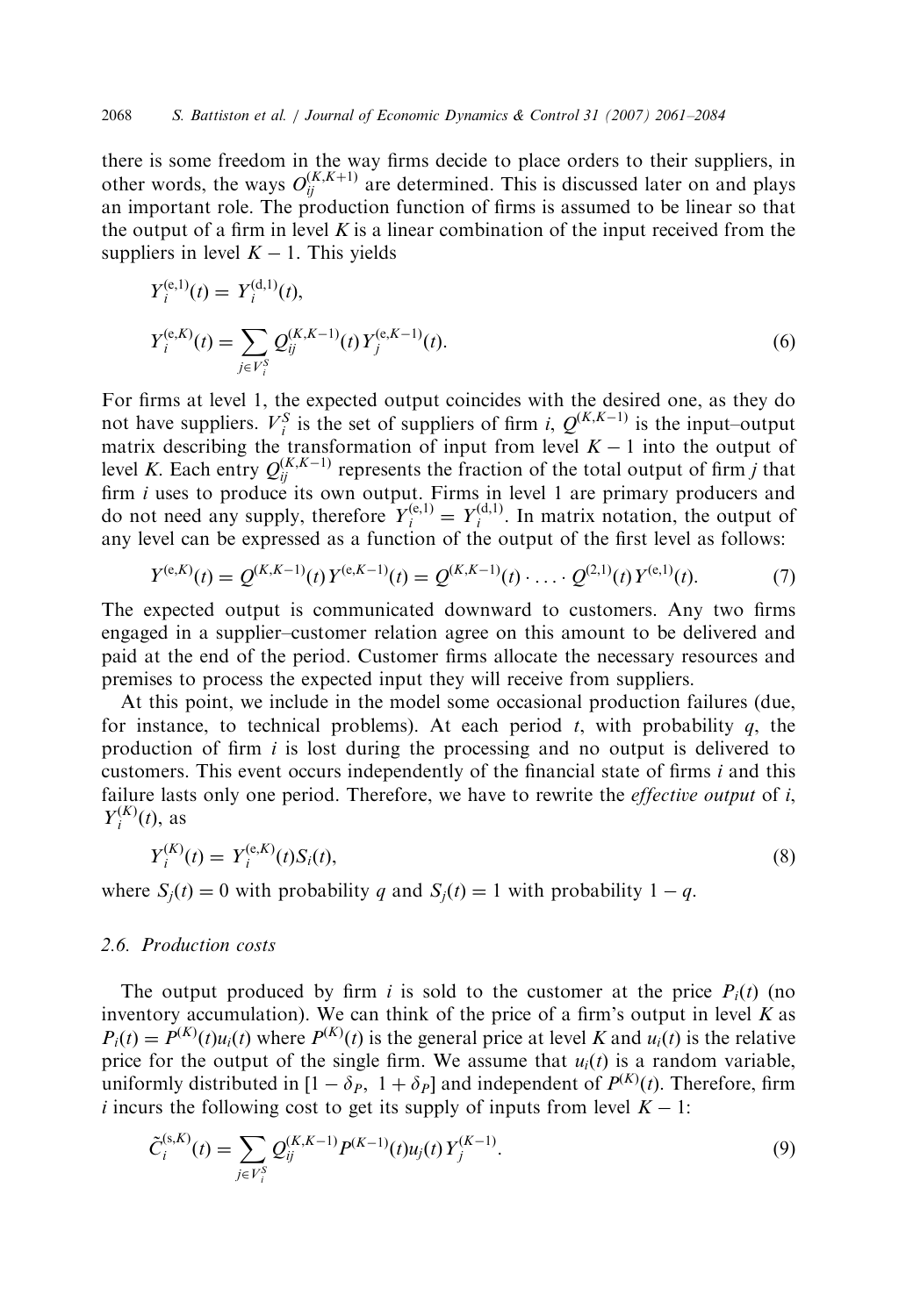there is some freedom in the way firms decide to place orders to their suppliers, in other words, the ways $O_{ij}^{(K,K+1)}$ are determined. This is discussed later on and plays an important role. The production function of firms is assumed to be linear so that the output of a firm in level $K$ is a linear combination of the input received from the suppliers in level $K-1$. This yields

$$Y_i^{(e,1)}(t) = Y_i^{(d,1)}(t),$$

$$Y_i^{(e,K)}(t) = \sum_{j \in V_i^S} Q_{ij}^{(K,K-1)}(t) Y_j^{(e,K-1)}(t). \tag{6}$$

For firms at level 1, the expected output coincides with the desired one, as they do not have suppliers. $V_i^S$ is the set of suppliers of firm $i$, $Q^{(K,K-1)}$ is the input–output matrix describing the transformation of input from level $K-1$ into the output of level $K$. Each entry $Q_{ij}^{(K,K-1)}$ represents the fraction of the total output of firm $j$ that firm $i$ uses to produce its own output. Firms in level 1 are primary producers and do not need any supply, therefore $Y_i^{(e,1)} = Y_i^{(d,1)}$. In matrix notation, the output of any level can be expressed as a function of the output of the first level as follows:

$$Y^{(e,K)}(t) = Q^{(K,K-1)}(t) Y^{(e,K-1)}(t) = Q^{(K,K-1)}(t) \cdot \ldots \cdot Q^{(2,1)}(t) Y^{(e,1)}(t). \tag{7}$$

The expected output is communicated downward to customers. Any two firms engaged in a supplier–customer relation agree on this amount to be delivered and paid at the end of the period. Customer firms allocate the necessary resources and premises to process the expected input they will receive from suppliers.

At this point, we include in the model some occasional production failures (due, for instance, to technical problems). At each period $t$, with probability $q$, the production of firm $i$ is lost during the processing and no output is delivered to customers. This event occurs independently of the financial state of firms $i$ and this failure lasts only one period. Therefore, we have to rewrite the *effective output* of $i$, $Y_i^{(K)}(t)$, as

$$Y_i^{(K)}(t) = Y_i^{(e,K)}(t) S_i(t), \tag{8}$$

where $S_j(t) = 0$ with probability $q$ and $S_j(t) = 1$ with probability $1-q$.

### 2.6. Production costs

The output produced by firm $i$ is sold to the customer at the price $P_i(t)$ (no inventory accumulation). We can think of the price of a firm's output in level $K$ as $P_i(t) = P^{(K)}(t) u_i(t)$ where $P^{(K)}(t)$ is the general price at level $K$ and $u_i(t)$ is the relative price for the output of the single firm. We assume that $u_i(t)$ is a random variable, uniformly distributed in $[1-\delta_P,\ 1+\delta_P]$ and independent of $P^{(K)}(t)$. Therefore, firm $i$ incurs the following cost to get its supply of inputs from level $K-1$:

$$\tilde{C}_i^{(s,K)}(t) = \sum_{j \in V_i^S} Q_{ij}^{(K,K-1)} P^{(K-1)}(t) u_j(t) Y_j^{(K-1)}. \tag{9}$$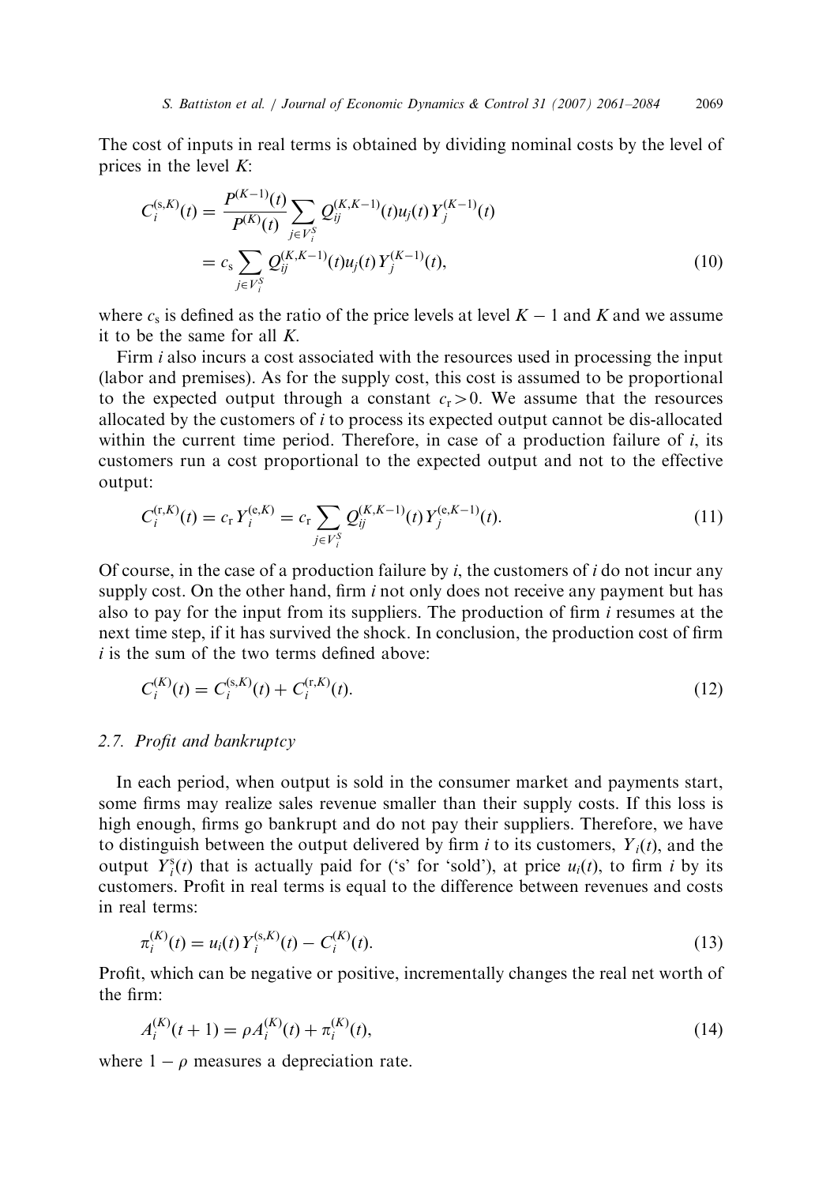The cost of inputs in real terms is obtained by dividing nominal costs by the level of prices in the level $K$:

$$C_i^{(\mathrm{s},K)}(t) = \frac{P^{(K-1)}(t)}{P^{(K)}(t)} \sum_{j \in V_i^S} Q_{ij}^{(K,K-1)}(t) u_j(t) Y_j^{(K-1)}(t)$$

$$= c_\mathrm{s} \sum_{j \in V_i^S} Q_{ij}^{(K,K-1)}(t) u_j(t) Y_j^{(K-1)}(t), \tag{10}$$

where $c_\mathrm{s}$ is defined as the ratio of the price levels at level $K-1$ and $K$ and we assume it to be the same for all $K$.

Firm $i$ also incurs a cost associated with the resources used in processing the input (labor and premises). As for the supply cost, this cost is assumed to be proportional to the expected output through a constant $c_\mathrm{r} > 0$. We assume that the resources allocated by the customers of $i$ to process its expected output cannot be dis-allocated within the current time period. Therefore, in case of a production failure of $i$, its customers run a cost proportional to the expected output and not to the effective output:

$$C_i^{(\mathrm{r},K)}(t) = c_\mathrm{r} Y_i^{(\mathrm{e},K)} = c_\mathrm{r} \sum_{j \in V_i^S} Q_{ij}^{(K,K-1)}(t) Y_j^{(\mathrm{e},K-1)}(t). \tag{11}$$

Of course, in the case of a production failure by $i$, the customers of $i$ do not incur any supply cost. On the other hand, firm $i$ not only does not receive any payment but has also to pay for the input from its suppliers. The production of firm $i$ resumes at the next time step, if it has survived the shock. In conclusion, the production cost of firm $i$ is the sum of the two terms defined above:

$$C_i^{(K)}(t) = C_i^{(\mathrm{s},K)}(t) + C_i^{(\mathrm{r},K)}(t). \tag{12}$$

### 2.7. Profit and bankruptcy

In each period, when output is sold in the consumer market and payments start, some firms may realize sales revenue smaller than their supply costs. If this loss is high enough, firms go bankrupt and do not pay their suppliers. Therefore, we have to distinguish between the output delivered by firm $i$ to its customers, $Y_i(t)$, and the output $Y_i^\mathrm{s}(t)$ that is actually paid for ('s' for 'sold'), at price $u_i(t)$, to firm $i$ by its customers. Profit in real terms is equal to the difference between revenues and costs in real terms:

$$\pi_i^{(K)}(t) = u_i(t) Y_i^{(\mathrm{s},K)}(t) - C_i^{(K)}(t). \tag{13}$$

Profit, which can be negative or positive, incrementally changes the real net worth of the firm:

$$A_i^{(K)}(t+1) = \rho A_i^{(K)}(t) + \pi_i^{(K)}(t), \tag{14}$$

where $1-\rho$ measures a depreciation rate.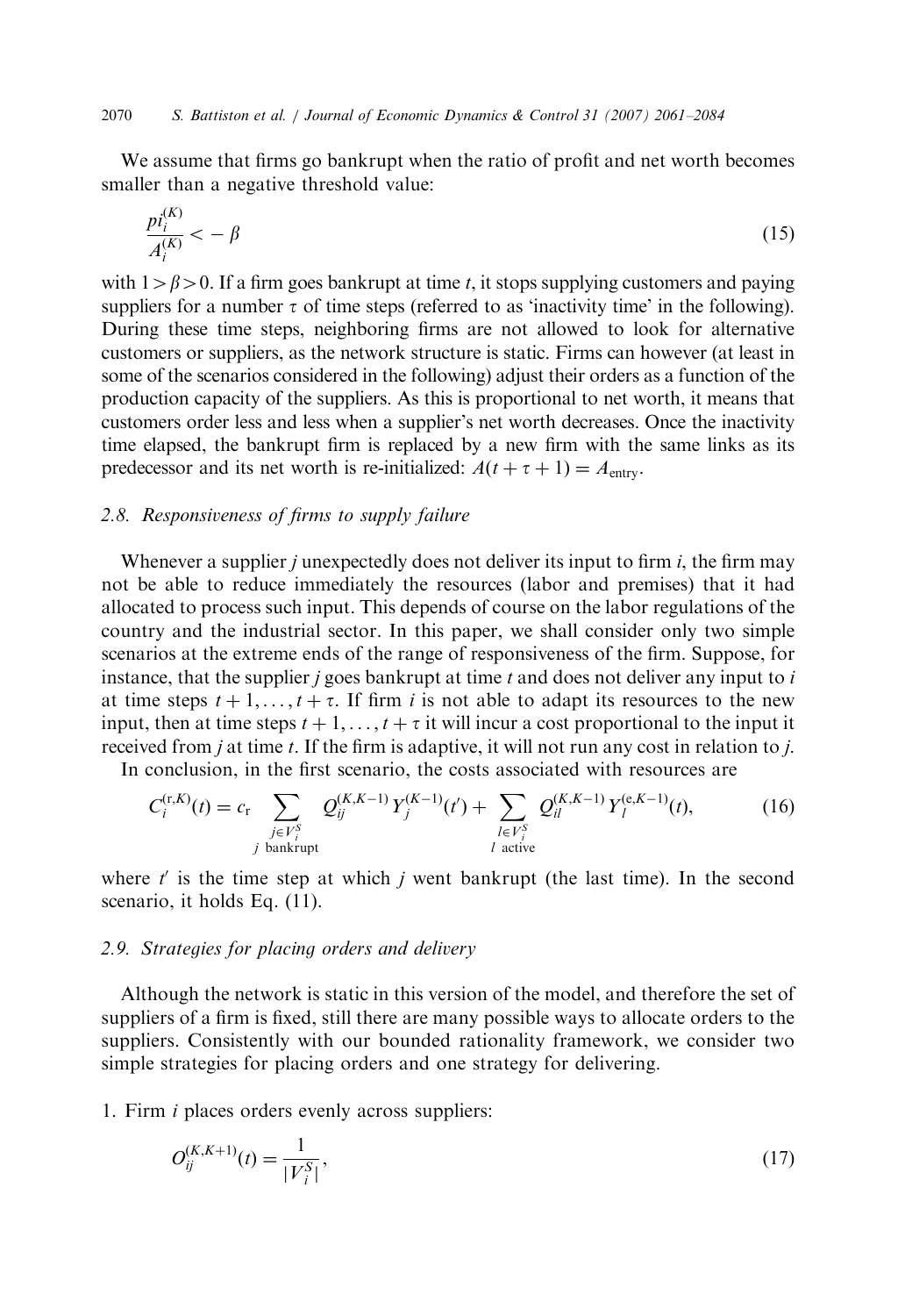We assume that firms go bankrupt when the ratio of profit and net worth becomes smaller than a negative threshold value:

$$\frac{pi_i^{(K)}}{A_i^{(K)}} < -\beta \tag{15}$$

with $1 > \beta > 0$. If a firm goes bankrupt at time $t$, it stops supplying customers and paying suppliers for a number $\tau$ of time steps (referred to as 'inactivity time' in the following). During these time steps, neighboring firms are not allowed to look for alternative customers or suppliers, as the network structure is static. Firms can however (at least in some of the scenarios considered in the following) adjust their orders as a function of the production capacity of the suppliers. As this is proportional to net worth, it means that customers order less and less when a supplier's net worth decreases. Once the inactivity time elapsed, the bankrupt firm is replaced by a new firm with the same links as its predecessor and its net worth is re-initialized: $A(t + \tau + 1) = A_{\text{entry}}$.

### 2.8. Responsiveness of firms to supply failure

Whenever a supplier $j$ unexpectedly does not deliver its input to firm $i$, the firm may not be able to reduce immediately the resources (labor and premises) that it had allocated to process such input. This depends of course on the labor regulations of the country and the industrial sector. In this paper, we shall consider only two simple scenarios at the extreme ends of the range of responsiveness of the firm. Suppose, for instance, that the supplier $j$ goes bankrupt at time $t$ and does not deliver any input to $i$ at time steps $t + 1, \ldots, t + \tau$. If firm $i$ is not able to adapt its resources to the new input, then at time steps $t + 1, \ldots, t + \tau$ it will incur a cost proportional to the input it received from $j$ at time $t$. If the firm is adaptive, it will not run any cost in relation to $j$.

In conclusion, in the first scenario, the costs associated with resources are

$$C_i^{(\mathrm{r},K)}(t) = c_{\mathrm{r}} \sum_{\substack{j \in V_i^S \\ j \text{ bankrupt}}} Q_{ij}^{(K,K-1)} Y_j^{(K-1)}(t') + \sum_{\substack{l \in V_i^S \\ l \text{ active}}} Q_{il}^{(K,K-1)} Y_l^{(\mathrm{e},K-1)}(t), \tag{16}$$

where $t'$ is the time step at which $j$ went bankrupt (the last time). In the second scenario, it holds Eq. (11).

### 2.9. Strategies for placing orders and delivery

Although the network is static in this version of the model, and therefore the set of suppliers of a firm is fixed, still there are many possible ways to allocate orders to the suppliers. Consistently with our bounded rationality framework, we consider two simple strategies for placing orders and one strategy for delivering.

1. Firm $i$ places orders evenly across suppliers:

$$O_{ij}^{(K,K+1)}(t) = \frac{1}{|V_i^S|}, \tag{17}$$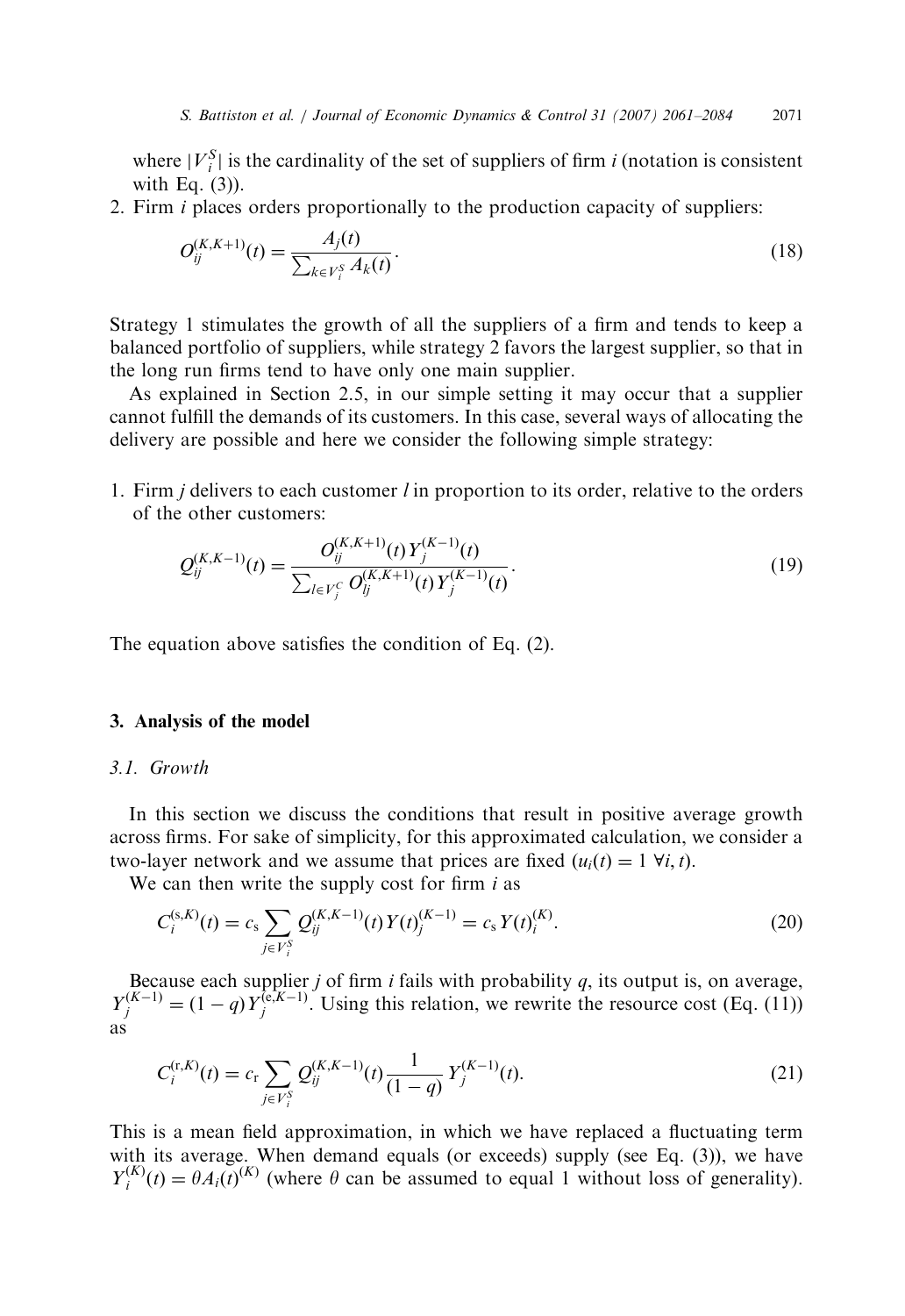where $|V_i^S|$ is the cardinality of the set of suppliers of firm $i$ (notation is consistent with Eq. (3)).

2. Firm $i$ places orders proportionally to the production capacity of suppliers:

$$O_{ij}^{(K,K+1)}(t) = \frac{A_j(t)}{\sum_{k \in V_i^S} A_k(t)}. \tag{18}$$

Strategy 1 stimulates the growth of all the suppliers of a firm and tends to keep a balanced portfolio of suppliers, while strategy 2 favors the largest supplier, so that in the long run firms tend to have only one main supplier.

As explained in Section 2.5, in our simple setting it may occur that a supplier cannot fulfill the demands of its customers. In this case, several ways of allocating the delivery are possible and here we consider the following simple strategy:

1. Firm $j$ delivers to each customer $l$ in proportion to its order, relative to the orders of the other customers:

$$Q_{ij}^{(K,K-1)}(t) = \frac{O_{ij}^{(K,K+1)}(t)\, Y_j^{(K-1)}(t)}{\sum_{l \in V_j^C} O_{lj}^{(K,K+1)}(t)\, Y_j^{(K-1)}(t)}. \tag{19}$$

The equation above satisfies the condition of Eq. (2).

## 3. Analysis of the model

### 3.1. Growth

In this section we discuss the conditions that result in positive average growth across firms. For sake of simplicity, for this approximated calculation, we consider a two-layer network and we assume that prices are fixed ($u_i(t) = 1\ \forall i, t$).

We can then write the supply cost for firm $i$ as

$$C_i^{(\mathrm{s},K)}(t) = c_\mathrm{s} \sum_{j \in V_i^S} Q_{ij}^{(K,K-1)}(t)\, Y(t)_j^{(K-1)} = c_\mathrm{s}\, Y(t)_i^{(K)}. \tag{20}$$

Because each supplier $j$ of firm $i$ fails with probability $q$, its output is, on average, $Y_j^{(K-1)} = (1-q)\, Y_j^{(\mathrm{e},K-1)}$. Using this relation, we rewrite the resource cost (Eq. (11)) as

$$C_i^{(\mathrm{r},K)}(t) = c_\mathrm{r} \sum_{j \in V_i^S} Q_{ij}^{(K,K-1)}(t) \frac{1}{(1-q)} Y_j^{(K-1)}(t). \tag{21}$$

This is a mean field approximation, in which we have replaced a fluctuating term with its average. When demand equals (or exceeds) supply (see Eq. (3)), we have $Y_i^{(K)}(t) = \theta A_i(t)^{(K)}$ (where $\theta$ can be assumed to equal 1 without loss of generality).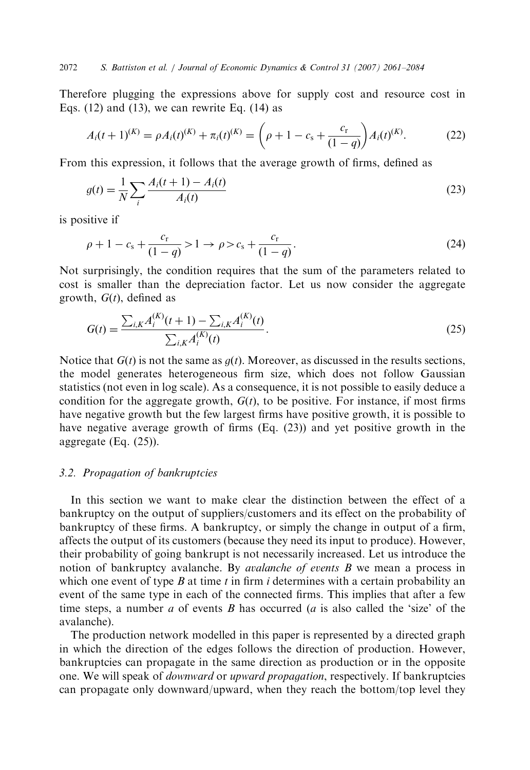Therefore plugging the expressions above for supply cost and resource cost in Eqs. (12) and (13), we can rewrite Eq. (14) as

$$A_i(t+1)^{(K)} = \rho A_i(t)^{(K)} + \pi_i(t)^{(K)} = \left(\rho + 1 - c_s + \frac{c_r}{(1-q)}\right) A_i(t)^{(K)}. \tag{22}$$

From this expression, it follows that the average growth of firms, defined as

$$g(t) = \frac{1}{N} \sum_i \frac{A_i(t+1) - A_i(t)}{A_i(t)} \tag{23}$$

is positive if

$$\rho + 1 - c_s + \frac{c_r}{(1-q)} > 1 \rightarrow \rho > c_s + \frac{c_r}{(1-q)}. \tag{24}$$

Not surprisingly, the condition requires that the sum of the parameters related to cost is smaller than the depreciation factor. Let us now consider the aggregate growth, $G(t)$, defined as

$$G(t) = \frac{\sum_{i,K} A_i^{(K)}(t+1) - \sum_{i,K} A_i^{(K)}(t)}{\sum_{i,K} A_i^{(K)}(t)}. \tag{25}$$

Notice that $G(t)$ is not the same as $g(t)$. Moreover, as discussed in the results sections, the model generates heterogeneous firm size, which does not follow Gaussian statistics (not even in log scale). As a consequence, it is not possible to easily deduce a condition for the aggregate growth, $G(t)$, to be positive. For instance, if most firms have negative growth but the few largest firms have positive growth, it is possible to have negative average growth of firms (Eq. (23)) and yet positive growth in the aggregate (Eq. (25)).

### 3.2. Propagation of bankruptcies

In this section we want to make clear the distinction between the effect of a bankruptcy on the output of suppliers/customers and its effect on the probability of bankruptcy of these firms. A bankruptcy, or simply the change in output of a firm, affects the output of its customers (because they need its input to produce). However, their probability of going bankrupt is not necessarily increased. Let us introduce the notion of bankruptcy avalanche. By *avalanche of events B* we mean a process in which one event of type $B$ at time $t$ in firm $i$ determines with a certain probability an event of the same type in each of the connected firms. This implies that after a few time steps, a number $a$ of events $B$ has occurred ($a$ is also called the 'size' of the avalanche).

The production network modelled in this paper is represented by a directed graph in which the direction of the edges follows the direction of production. However, bankruptcies can propagate in the same direction as production or in the opposite one. We will speak of *downward* or *upward propagation*, respectively. If bankruptcies can propagate only downward/upward, when they reach the bottom/top level they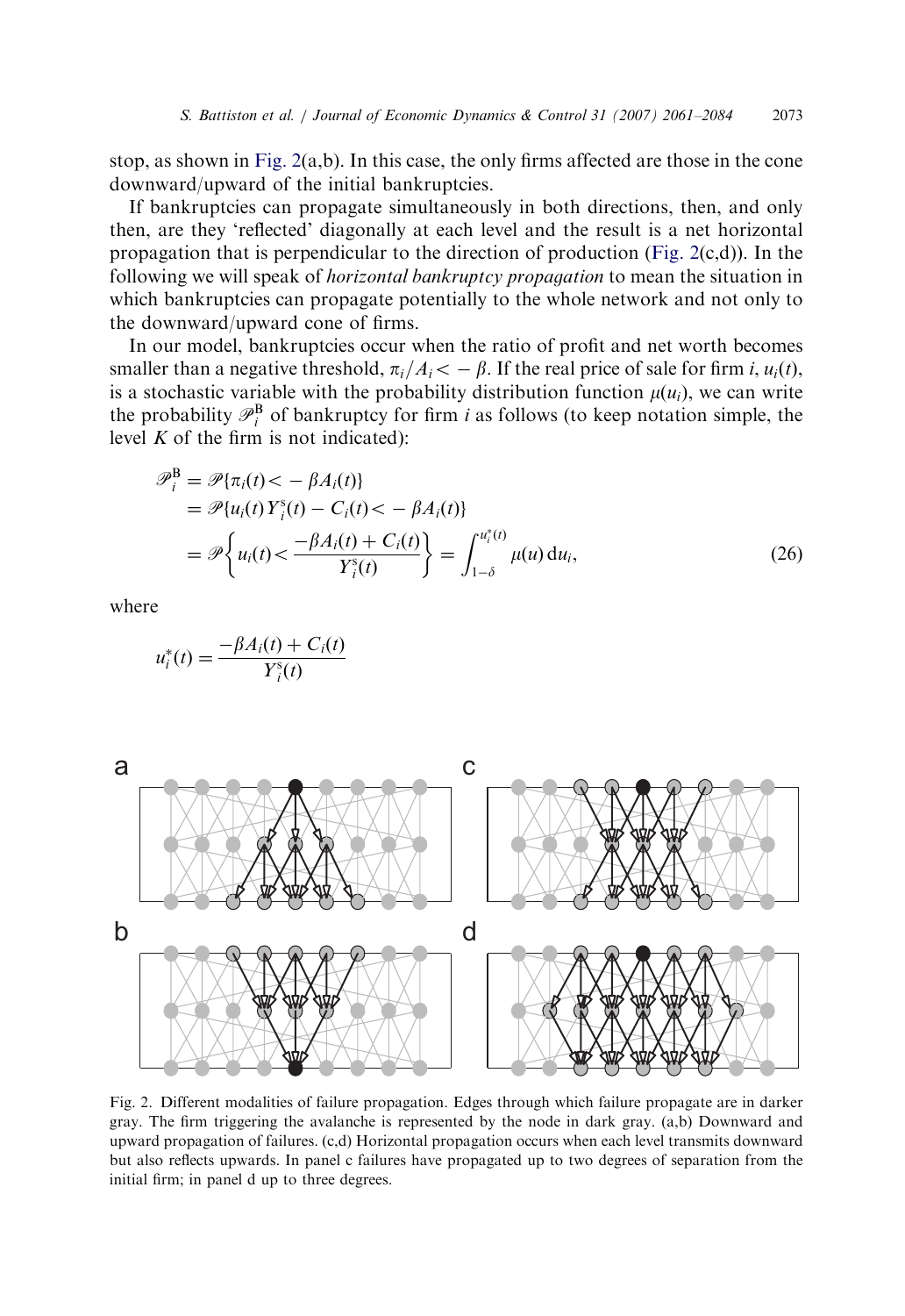stop, as shown in Fig. 2(a,b). In this case, the only firms affected are those in the cone downward/upward of the initial bankruptcies.

If bankruptcies can propagate simultaneously in both directions, then, and only then, are they 'reflected' diagonally at each level and the result is a net horizontal propagation that is perpendicular to the direction of production (Fig. 2(c,d)). In the following we will speak of *horizontal bankruptcy propagation* to mean the situation in which bankruptcies can propagate potentially to the whole network and not only to the downward/upward cone of firms.

In our model, bankruptcies occur when the ratio of profit and net worth becomes smaller than a negative threshold, $\pi_i/A_i < -\beta$. If the real price of sale for firm $i$, $u_i(t)$, is a stochastic variable with the probability distribution function $\mu(u_i)$, we can write the probability $\mathscr{P}_i^{\mathrm{B}}$ of bankruptcy for firm $i$ as follows (to keep notation simple, the level $K$ of the firm is not indicated):

$$
\begin{aligned}
\mathscr{P}_i^{\mathrm{B}} &= \mathscr{P}\{\pi_i(t) < -\beta A_i(t)\} \\
&= \mathscr{P}\{u_i(t) Y_i^{\mathrm{s}}(t) - C_i(t) < -\beta A_i(t)\} \\
&= \mathscr{P}\left\{u_i(t) < \frac{-\beta A_i(t) + C_i(t)}{Y_i^{\mathrm{s}}(t)}\right\} = \int_{1-\delta}^{u_i^*(t)} \mu(u)\, \mathrm{d}u_i,
\end{aligned}
\tag{26}
$$

where

$$
u_i^*(t) = \frac{-\beta A_i(t) + C_i(t)}{Y_i^{\mathrm{s}}(t)}
$$

Fig. 2. Different modalities of failure propagation. Edges through which failure propagate are in darker gray. The firm triggering the avalanche is represented by the node in dark gray. (a,b) Downward and upward propagation of failures. (c,d) Horizontal propagation occurs when each level transmits downward but also reflects upwards. In panel c failures have propagated up to two degrees of separation from the initial firm; in panel d up to three degrees.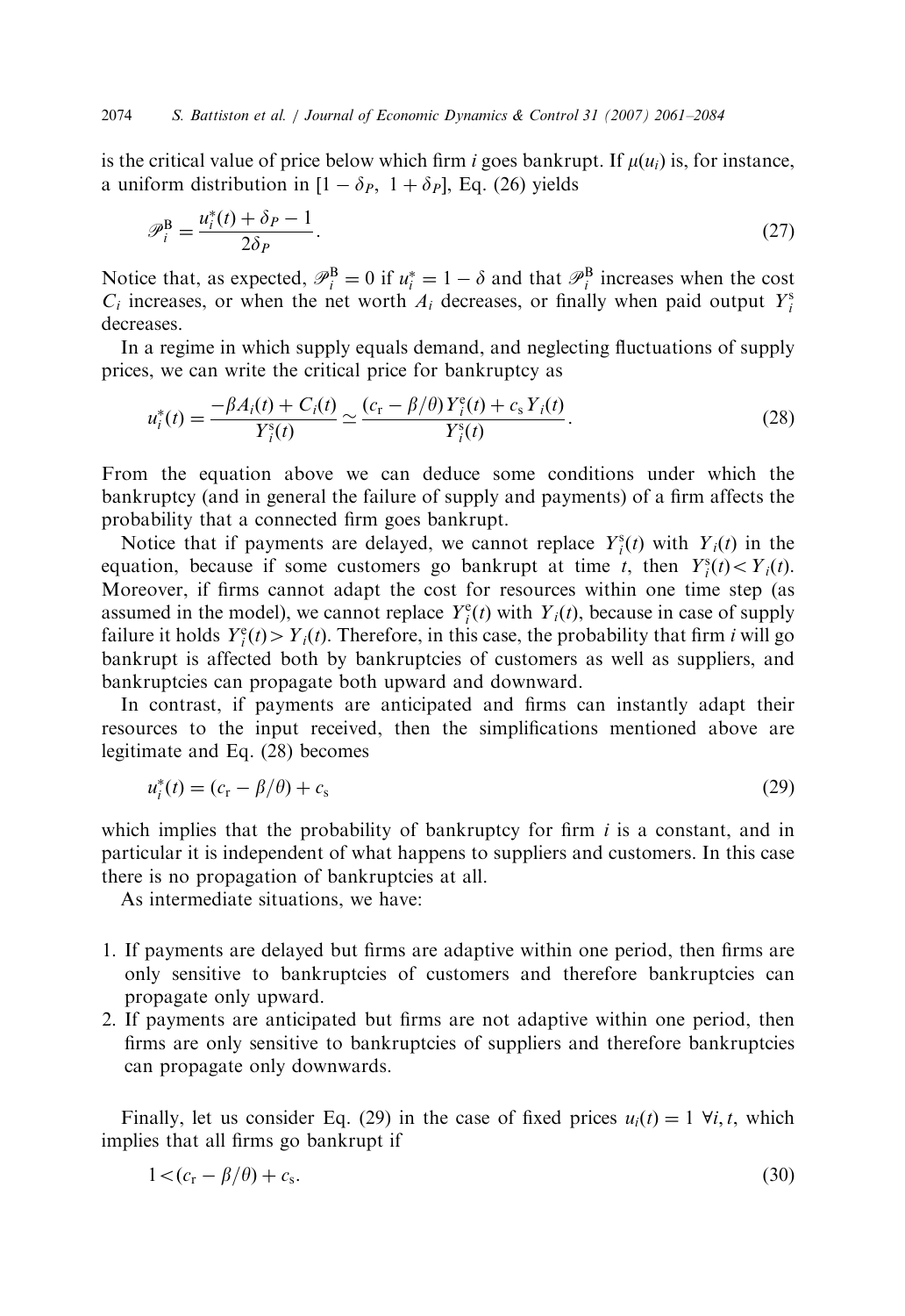is the critical value of price below which firm $i$ goes bankrupt. If $\mu(u_i)$ is, for instance, a uniform distribution in $[1-\delta_P,\ 1+\delta_P]$, Eq. (26) yields

$$\mathscr{P}_i^{\mathrm{B}} = \frac{u_i^*(t) + \delta_P - 1}{2\delta_P}. \tag{27}$$

Notice that, as expected, $\mathscr{P}_i^{\mathrm{B}} = 0$ if $u_i^* = 1 - \delta$ and that $\mathscr{P}_i^{\mathrm{B}}$ increases when the cost $C_i$ increases, or when the net worth $A_i$ decreases, or finally when paid output $Y_i^{\mathrm{s}}$ decreases.

In a regime in which supply equals demand, and neglecting fluctuations of supply prices, we can write the critical price for bankruptcy as

$$u_i^*(t) = \frac{-\beta A_i(t) + C_i(t)}{Y_i^{\mathrm{s}}(t)} \simeq \frac{(c_{\mathrm{r}} - \beta/\theta)Y_i^{\mathrm{e}}(t) + c_{\mathrm{s}}Y_i(t)}{Y_i^{\mathrm{s}}(t)}. \tag{28}$$

From the equation above we can deduce some conditions under which the bankruptcy (and in general the failure of supply and payments) of a firm affects the probability that a connected firm goes bankrupt.

Notice that if payments are delayed, we cannot replace $Y_i^{\mathrm{s}}(t)$ with $Y_i(t)$ in the equation, because if some customers go bankrupt at time $t$, then $Y_i^{\mathrm{s}}(t) < Y_i(t)$. Moreover, if firms cannot adapt the cost for resources within one time step (as assumed in the model), we cannot replace $Y_i^{\mathrm{e}}(t)$ with $Y_i(t)$, because in case of supply failure it holds $Y_i^{\mathrm{e}}(t) > Y_i(t)$. Therefore, in this case, the probability that firm $i$ will go bankrupt is affected both by bankruptcies of customers as well as suppliers, and bankruptcies can propagate both upward and downward.

In contrast, if payments are anticipated and firms can instantly adapt their resources to the input received, then the simplifications mentioned above are legitimate and Eq. (28) becomes

$$u_i^*(t) = (c_{\mathrm{r}} - \beta/\theta) + c_{\mathrm{s}} \tag{29}$$

which implies that the probability of bankruptcy for firm $i$ is a constant, and in particular it is independent of what happens to suppliers and customers. In this case there is no propagation of bankruptcies at all.

As intermediate situations, we have:

1. If payments are delayed but firms are adaptive within one period, then firms are only sensitive to bankruptcies of customers and therefore bankruptcies can propagate only upward.
2. If payments are anticipated but firms are not adaptive within one period, then firms are only sensitive to bankruptcies of suppliers and therefore bankruptcies can propagate only downwards.

Finally, let us consider Eq. (29) in the case of fixed prices $u_i(t) = 1\ \forall i, t$, which implies that all firms go bankrupt if

$$1 < (c_{\mathrm{r}} - \beta/\theta) + c_{\mathrm{s}}. \tag{30}$$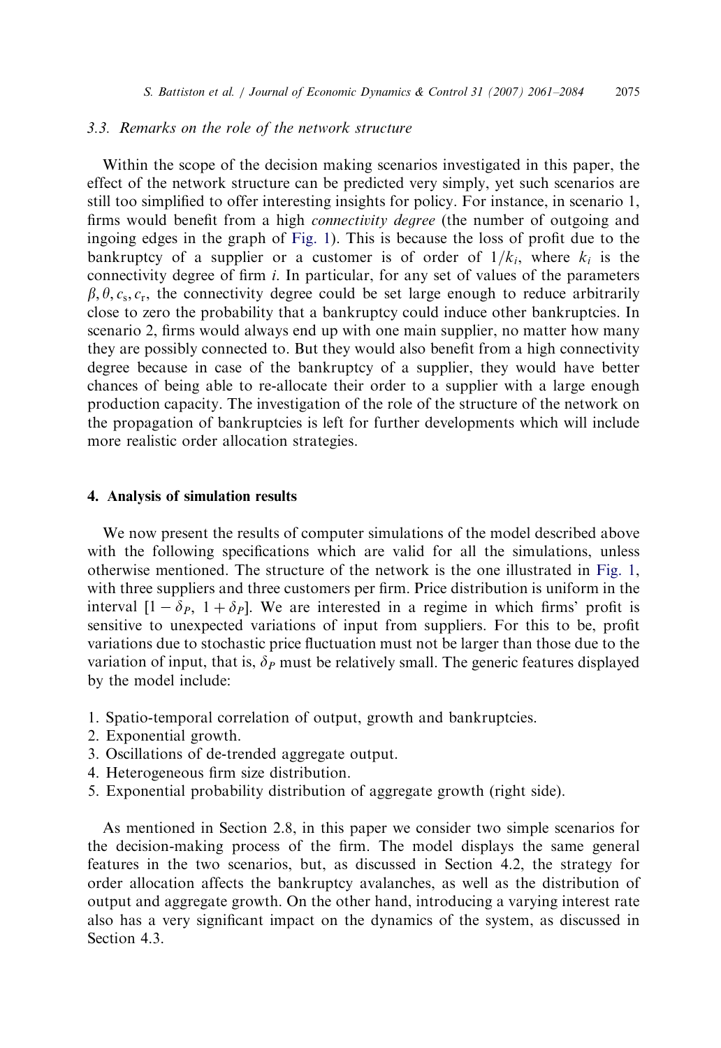### 3.3. Remarks on the role of the network structure

Within the scope of the decision making scenarios investigated in this paper, the effect of the network structure can be predicted very simply, yet such scenarios are still too simplified to offer interesting insights for policy. For instance, in scenario 1, firms would benefit from a high *connectivity degree* (the number of outgoing and ingoing edges in the graph of Fig. 1). This is because the loss of profit due to the bankruptcy of a supplier or a customer is of order of $1/k_i$, where $k_i$ is the connectivity degree of firm $i$. In particular, for any set of values of the parameters $\beta, \theta, c_s, c_r$, the connectivity degree could be set large enough to reduce arbitrarily close to zero the probability that a bankruptcy could induce other bankruptcies. In scenario 2, firms would always end up with one main supplier, no matter how many they are possibly connected to. But they would also benefit from a high connectivity degree because in case of the bankruptcy of a supplier, they would have better chances of being able to re-allocate their order to a supplier with a large enough production capacity. The investigation of the role of the structure of the network on the propagation of bankruptcies is left for further developments which will include more realistic order allocation strategies.

## 4. Analysis of simulation results

We now present the results of computer simulations of the model described above with the following specifications which are valid for all the simulations, unless otherwise mentioned. The structure of the network is the one illustrated in Fig. 1, with three suppliers and three customers per firm. Price distribution is uniform in the interval $[1 - \delta_P,\ 1 + \delta_P]$. We are interested in a regime in which firms' profit is sensitive to unexpected variations of input from suppliers. For this to be, profit variations due to stochastic price fluctuation must not be larger than those due to the variation of input, that is, $\delta_P$ must be relatively small. The generic features displayed by the model include:

1. Spatio-temporal correlation of output, growth and bankruptcies.
2. Exponential growth.
3. Oscillations of de-trended aggregate output.
4. Heterogeneous firm size distribution.
5. Exponential probability distribution of aggregate growth (right side).

As mentioned in Section 2.8, in this paper we consider two simple scenarios for the decision-making process of the firm. The model displays the same general features in the two scenarios, but, as discussed in Section 4.2, the strategy for order allocation affects the bankruptcy avalanches, as well as the distribution of output and aggregate growth. On the other hand, introducing a varying interest rate also has a very significant impact on the dynamics of the system, as discussed in Section 4.3.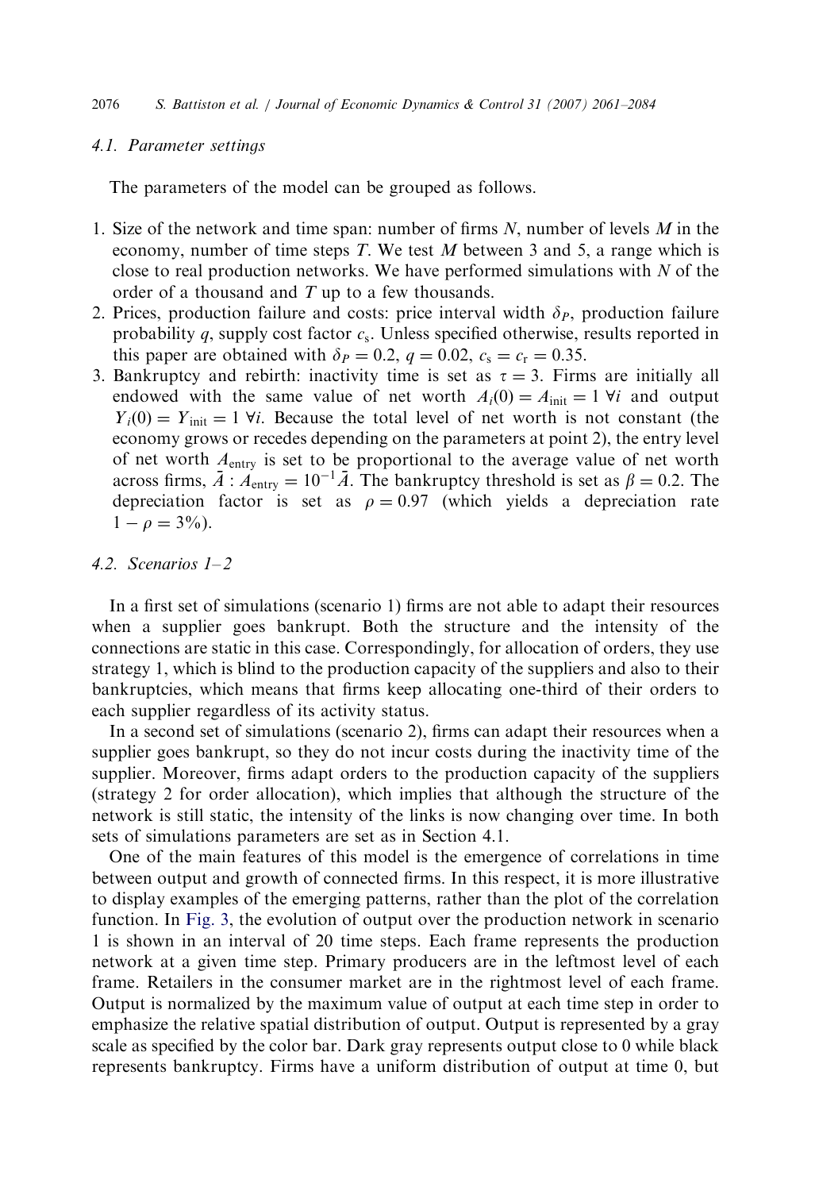### 4.1. Parameter settings

The parameters of the model can be grouped as follows.

1. Size of the network and time span: number of firms $N$, number of levels $M$ in the economy, number of time steps $T$. We test $M$ between 3 and 5, a range which is close to real production networks. We have performed simulations with $N$ of the order of a thousand and $T$ up to a few thousands.
2. Prices, production failure and costs: price interval width $\delta_P$, production failure probability $q$, supply cost factor $c_s$. Unless specified otherwise, results reported in this paper are obtained with $\delta_P = 0.2$, $q = 0.02$, $c_s = c_r = 0.35$.
3. Bankruptcy and rebirth: inactivity time is set as $\tau = 3$. Firms are initially all endowed with the same value of net worth $A_i(0) = A_{\text{init}} = 1\ \forall i$ and output $Y_i(0) = Y_{\text{init}} = 1\ \forall i$. Because the total level of net worth is not constant (the economy grows or recedes depending on the parameters at point 2), the entry level of net worth $A_{\text{entry}}$ is set to be proportional to the average value of net worth across firms, $\bar{A} : A_{\text{entry}} = 10^{-1}\bar{A}$. The bankruptcy threshold is set as $\beta = 0.2$. The depreciation factor is set as $\rho = 0.97$ (which yields a depreciation rate $1 - \rho = 3\%$).

### 4.2. Scenarios 1–2

In a first set of simulations (scenario 1) firms are not able to adapt their resources when a supplier goes bankrupt. Both the structure and the intensity of the connections are static in this case. Correspondingly, for allocation of orders, they use strategy 1, which is blind to the production capacity of the suppliers and also to their bankruptcies, which means that firms keep allocating one-third of their orders to each supplier regardless of its activity status.

In a second set of simulations (scenario 2), firms can adapt their resources when a supplier goes bankrupt, so they do not incur costs during the inactivity time of the supplier. Moreover, firms adapt orders to the production capacity of the suppliers (strategy 2 for order allocation), which implies that although the structure of the network is still static, the intensity of the links is now changing over time. In both sets of simulations parameters are set as in Section 4.1.

One of the main features of this model is the emergence of correlations in time between output and growth of connected firms. In this respect, it is more illustrative to display examples of the emerging patterns, rather than the plot of the correlation function. In Fig. 3, the evolution of output over the production network in scenario 1 is shown in an interval of 20 time steps. Each frame represents the production network at a given time step. Primary producers are in the leftmost level of each frame. Retailers in the consumer market are in the rightmost level of each frame. Output is normalized by the maximum value of output at each time step in order to emphasize the relative spatial distribution of output. Output is represented by a gray scale as specified by the color bar. Dark gray represents output close to 0 while black represents bankruptcy. Firms have a uniform distribution of output at time 0, but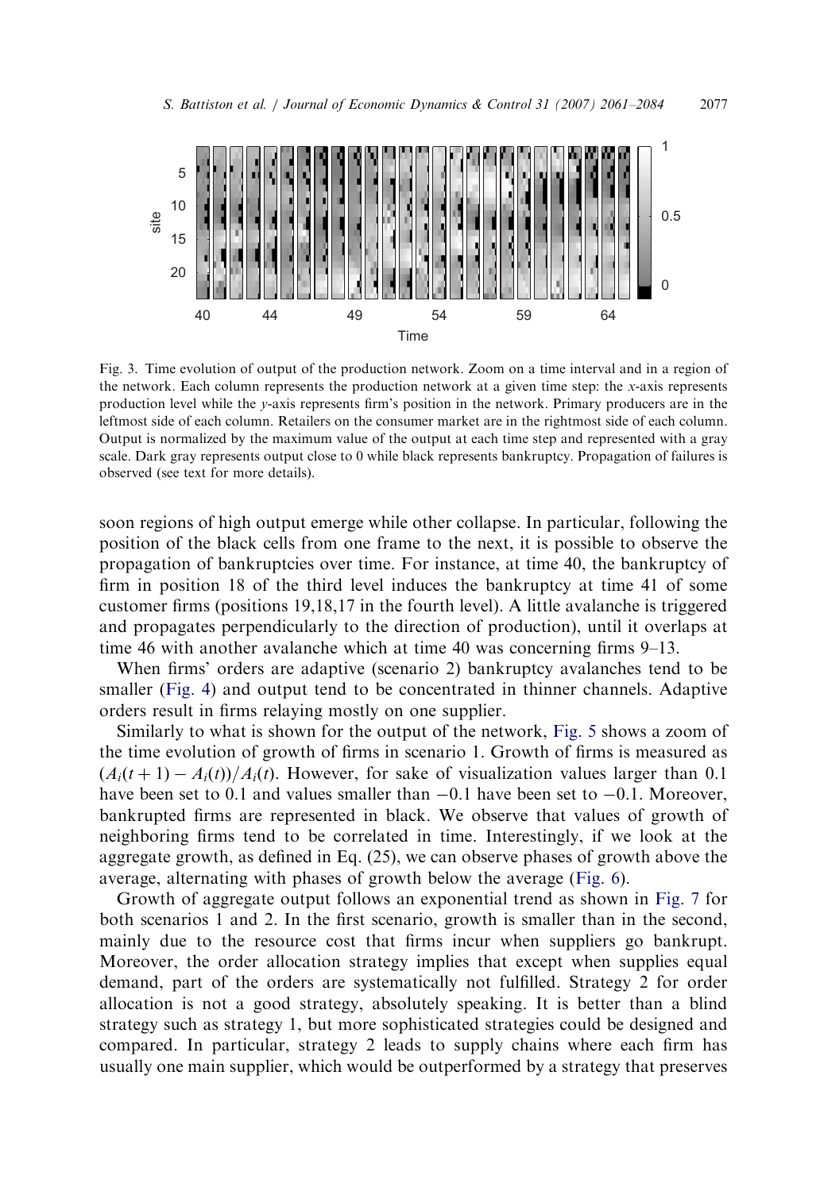Fig. 3. Time evolution of output of the production network. Zoom on a time interval and in a region of the network. Each column represents the production network at a given time step: the $x$-axis represents production level while the $y$-axis represents firm's position in the network. Primary producers are in the leftmost side of each column. Retailers on the consumer market are in the rightmost side of each column. Output is normalized by the maximum value of the output at each time step and represented with a gray scale. Dark gray represents output close to 0 while black represents bankruptcy. Propagation of failures is observed (see text for more details).

soon regions of high output emerge while other collapse. In particular, following the position of the black cells from one frame to the next, it is possible to observe the propagation of bankruptcies over time. For instance, at time 40, the bankruptcy of firm in position 18 of the third level induces the bankruptcy at time 41 of some customer firms (positions 19,18,17 in the fourth level). A little avalanche is triggered and propagates perpendicularly to the direction of production), until it overlaps at time 46 with another avalanche which at time 40 was concerning firms 9–13.

When firms' orders are adaptive (scenario 2) bankruptcy avalanches tend to be smaller (Fig. 4) and output tend to be concentrated in thinner channels. Adaptive orders result in firms relaying mostly on one supplier.

Similarly to what is shown for the output of the network, Fig. 5 shows a zoom of the time evolution of growth of firms in scenario 1. Growth of firms is measured as $(A_i(t+1) - A_i(t))/A_i(t)$. However, for sake of visualization values larger than 0.1 have been set to 0.1 and values smaller than $-0.1$ have been set to $-0.1$. Moreover, bankrupted firms are represented in black. We observe that values of growth of neighboring firms tend to be correlated in time. Interestingly, if we look at the aggregate growth, as defined in Eq. (25), we can observe phases of growth above the average, alternating with phases of growth below the average (Fig. 6).

Growth of aggregate output follows an exponential trend as shown in Fig. 7 for both scenarios 1 and 2. In the first scenario, growth is smaller than in the second, mainly due to the resource cost that firms incur when suppliers go bankrupt. Moreover, the order allocation strategy implies that except when supplies equal demand, part of the orders are systematically not fulfilled. Strategy 2 for order allocation is not a good strategy, absolutely speaking. It is better than a blind strategy such as strategy 1, but more sophisticated strategies could be designed and compared. In particular, strategy 2 leads to supply chains where each firm has usually one main supplier, which would be outperformed by a strategy that preserves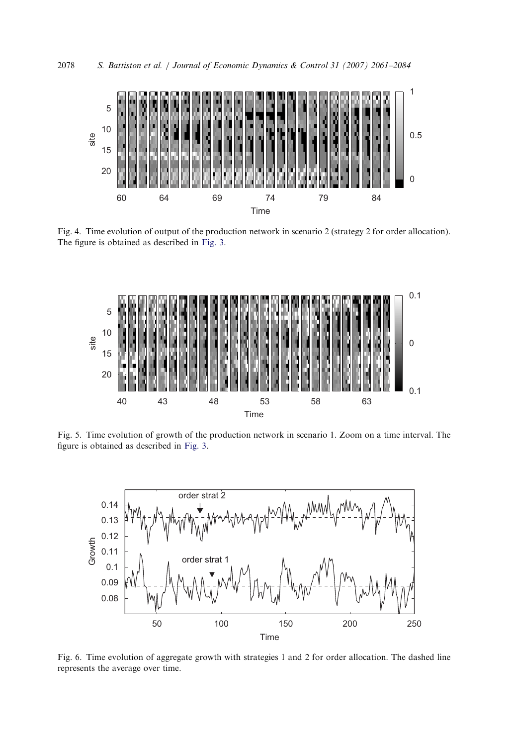Fig. 4. Time evolution of output of the production network in scenario 2 (strategy 2 for order allocation). The figure is obtained as described in Fig. 3.

Fig. 5. Time evolution of growth of the production network in scenario 1. Zoom on a time interval. The figure is obtained as described in Fig. 3.

Fig. 6. Time evolution of aggregate growth with strategies 1 and 2 for order allocation. The dashed line represents the average over time.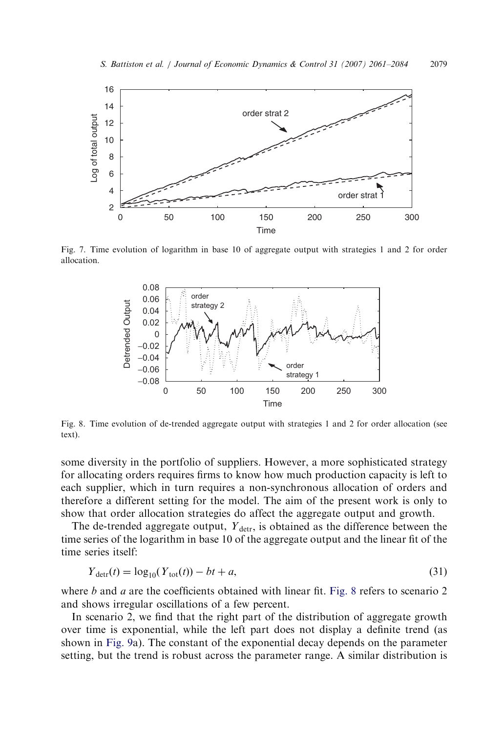Fig. 7. Time evolution of logarithm in base 10 of aggregate output with strategies 1 and 2 for order allocation.

Fig. 8. Time evolution of de-trended aggregate output with strategies 1 and 2 for order allocation (see text).

some diversity in the portfolio of suppliers. However, a more sophisticated strategy for allocating orders requires firms to know how much production capacity is left to each supplier, which in turn requires a non-synchronous allocation of orders and therefore a different setting for the model. The aim of the present work is only to show that order allocation strategies do affect the aggregate output and growth.

The de-trended aggregate output, $Y_{\mathrm{detr}}$, is obtained as the difference between the time series of the logarithm in base 10 of the aggregate output and the linear fit of the time series itself:

$$Y_{\mathrm{detr}}(t) = \log_{10}(Y_{\mathrm{tot}}(t)) - bt + a, \tag{31}$$

where $b$ and $a$ are the coefficients obtained with linear fit. Fig. 8 refers to scenario 2 and shows irregular oscillations of a few percent.

In scenario 2, we find that the right part of the distribution of aggregate growth over time is exponential, while the left part does not display a definite trend (as shown in Fig. 9a). The constant of the exponential decay depends on the parameter setting, but the trend is robust across the parameter range. A similar distribution is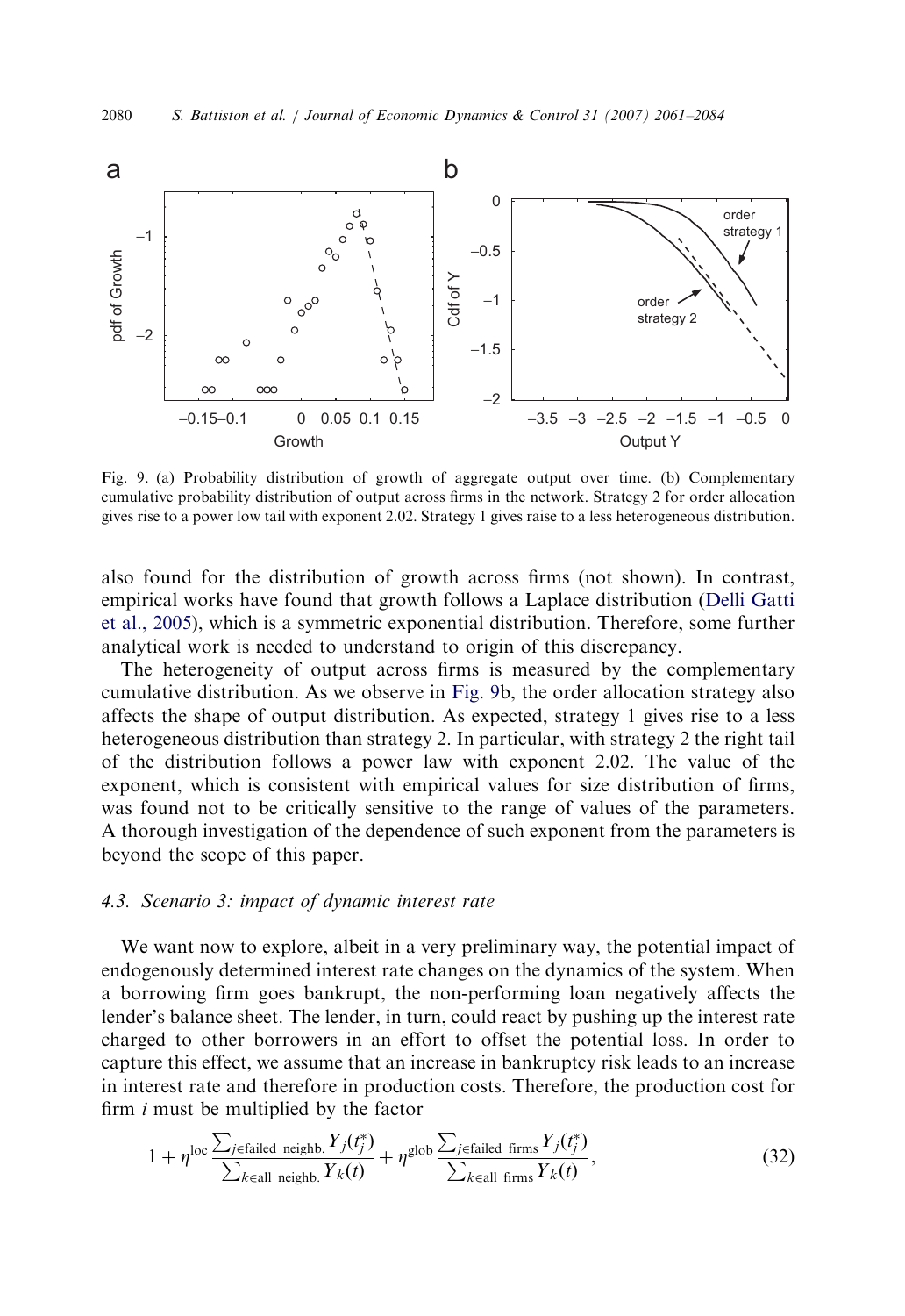Fig. 9. (a) Probability distribution of growth of aggregate output over time. (b) Complementary cumulative probability distribution of output across firms in the network. Strategy 2 for order allocation gives rise to a power low tail with exponent 2.02. Strategy 1 gives raise to a less heterogeneous distribution.

also found for the distribution of growth across firms (not shown). In contrast, empirical works have found that growth follows a Laplace distribution (Delli Gatti et al., 2005), which is a symmetric exponential distribution. Therefore, some further analytical work is needed to understand to origin of this discrepancy.

The heterogeneity of output across firms is measured by the complementary cumulative distribution. As we observe in Fig. 9b, the order allocation strategy also affects the shape of output distribution. As expected, strategy 1 gives rise to a less heterogeneous distribution than strategy 2. In particular, with strategy 2 the right tail of the distribution follows a power law with exponent 2.02. The value of the exponent, which is consistent with empirical values for size distribution of firms, was found not to be critically sensitive to the range of values of the parameters. A thorough investigation of the dependence of such exponent from the parameters is beyond the scope of this paper.

### 4.3. Scenario 3: impact of dynamic interest rate

We want now to explore, albeit in a very preliminary way, the potential impact of endogenously determined interest rate changes on the dynamics of the system. When a borrowing firm goes bankrupt, the non-performing loan negatively affects the lender's balance sheet. The lender, in turn, could react by pushing up the interest rate charged to other borrowers in an effort to offset the potential loss. In order to capture this effect, we assume that an increase in bankruptcy risk leads to an increase in interest rate and therefore in production costs. Therefore, the production cost for firm $i$ must be multiplied by the factor

$$1 + \eta^{\text{loc}} \frac{\sum_{j \in \text{failed neighb.}} Y_j(t_j^*)}{\sum_{k \in \text{all neighb.}} Y_k(t)} + \eta^{\text{glob}} \frac{\sum_{j \in \text{failed firms}} Y_j(t_j^*)}{\sum_{k \in \text{all firms}} Y_k(t)}, \tag{32}$$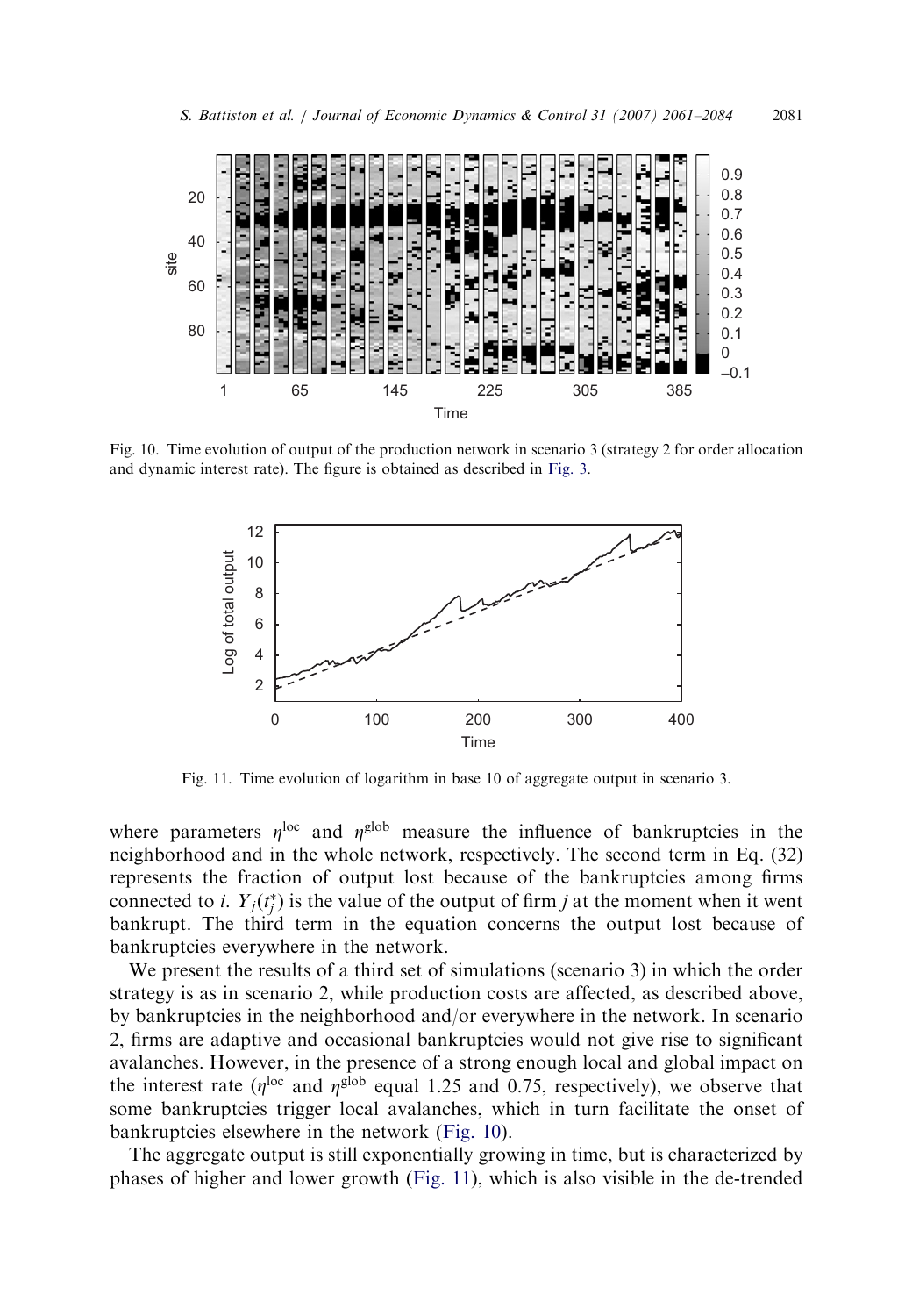Fig. 10. Time evolution of output of the production network in scenario 3 (strategy 2 for order allocation and dynamic interest rate). The figure is obtained as described in Fig. 3.

Fig. 11. Time evolution of logarithm in base 10 of aggregate output in scenario 3.

where parameters $\eta^{\mathrm{loc}}$ and $\eta^{\mathrm{glob}}$ measure the influence of bankruptcies in the neighborhood and in the whole network, respectively. The second term in Eq. (32) represents the fraction of output lost because of the bankruptcies among firms connected to $i$. $Y_j(t_j^*)$ is the value of the output of firm $j$ at the moment when it went bankrupt. The third term in the equation concerns the output lost because of bankruptcies everywhere in the network.

We present the results of a third set of simulations (scenario 3) in which the order strategy is as in scenario 2, while production costs are affected, as described above, by bankruptcies in the neighborhood and/or everywhere in the network. In scenario 2, firms are adaptive and occasional bankruptcies would not give rise to significant avalanches. However, in the presence of a strong enough local and global impact on the interest rate ($\eta^{\mathrm{loc}}$ and $\eta^{\mathrm{glob}}$ equal 1.25 and 0.75, respectively), we observe that some bankruptcies trigger local avalanches, which in turn facilitate the onset of bankruptcies elsewhere in the network (Fig. 10).

The aggregate output is still exponentially growing in time, but is characterized by phases of higher and lower growth (Fig. 11), which is also visible in the de-trended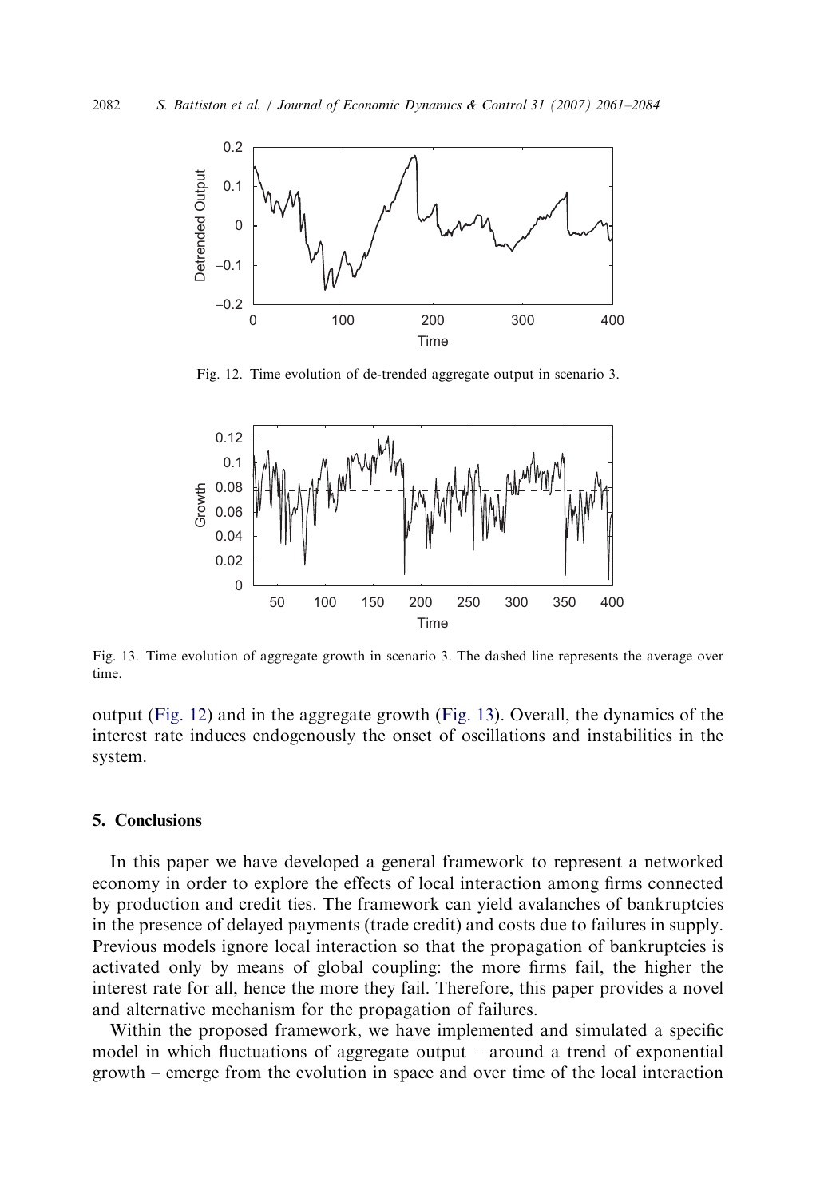Fig. 12. Time evolution of de-trended aggregate output in scenario 3.

Fig. 13. Time evolution of aggregate growth in scenario 3. The dashed line represents the average over time.

output (Fig. 12) and in the aggregate growth (Fig. 13). Overall, the dynamics of the interest rate induces endogenously the onset of oscillations and instabilities in the system.

## 5. Conclusions

In this paper we have developed a general framework to represent a networked economy in order to explore the effects of local interaction among firms connected by production and credit ties. The framework can yield avalanches of bankruptcies in the presence of delayed payments (trade credit) and costs due to failures in supply. Previous models ignore local interaction so that the propagation of bankruptcies is activated only by means of global coupling: the more firms fail, the higher the interest rate for all, hence the more they fail. Therefore, this paper provides a novel and alternative mechanism for the propagation of failures.

Within the proposed framework, we have implemented and simulated a specific model in which fluctuations of aggregate output – around a trend of exponential growth – emerge from the evolution in space and over time of the local interaction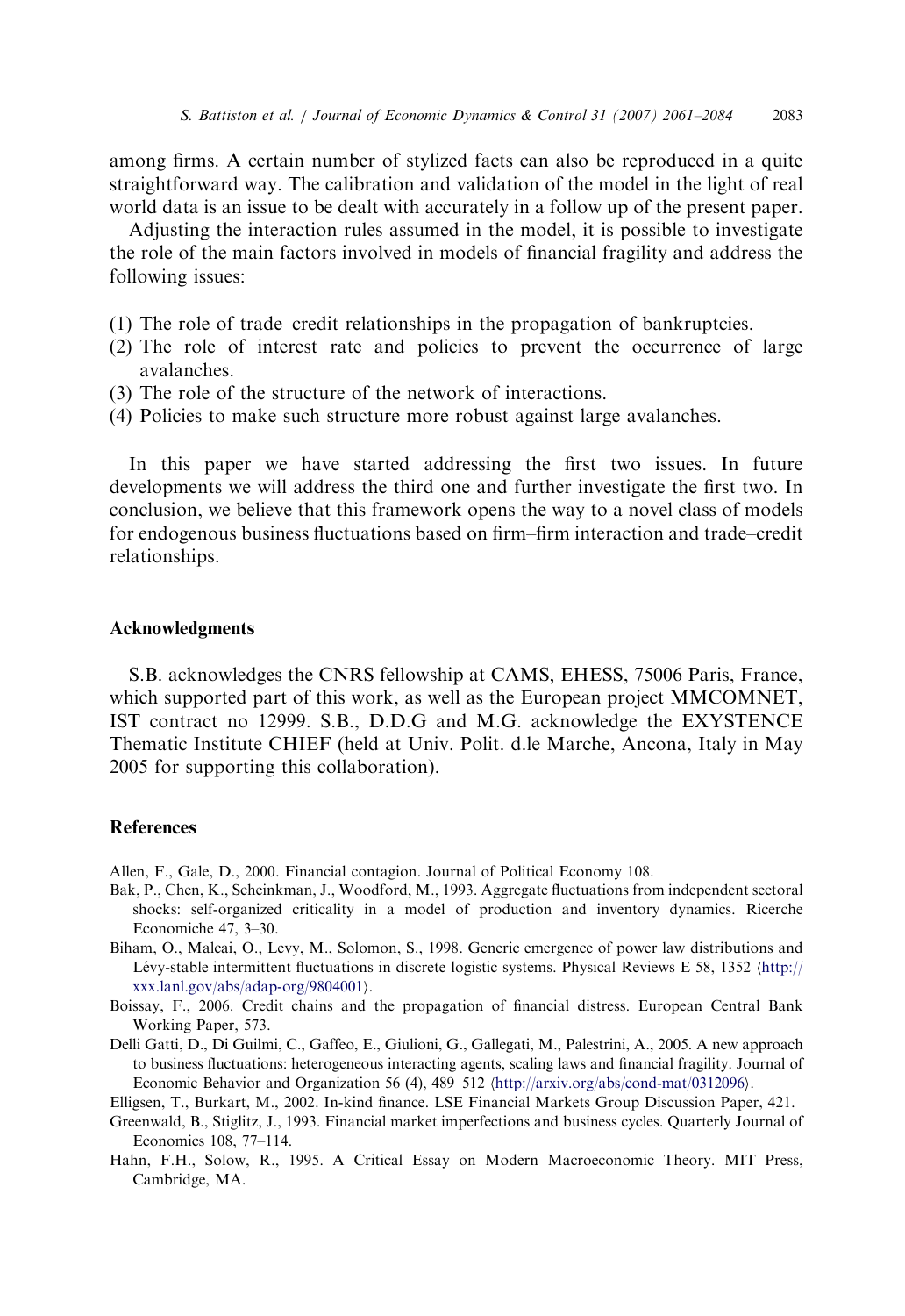among firms. A certain number of stylized facts can also be reproduced in a quite straightforward way. The calibration and validation of the model in the light of real world data is an issue to be dealt with accurately in a follow up of the present paper.

Adjusting the interaction rules assumed in the model, it is possible to investigate the role of the main factors involved in models of financial fragility and address the following issues:

(1) The role of trade–credit relationships in the propagation of bankruptcies.
(2) The role of interest rate and policies to prevent the occurrence of large avalanches.
(3) The role of the structure of the network of interactions.
(4) Policies to make such structure more robust against large avalanches.

In this paper we have started addressing the first two issues. In future developments we will address the third one and further investigate the first two. In conclusion, we believe that this framework opens the way to a novel class of models for endogenous business fluctuations based on firm–firm interaction and trade–credit relationships.

## Acknowledgments

S.B. acknowledges the CNRS fellowship at CAMS, EHESS, 75006 Paris, France, which supported part of this work, as well as the European project MMCOMNET, IST contract no 12999. S.B., D.D.G and M.G. acknowledge the EXYSTENCE Thematic Institute CHIEF (held at Univ. Polit. d.le Marche, Ancona, Italy in May 2005 for supporting this collaboration).

## References

Allen, F., Gale, D., 2000. Financial contagion. Journal of Political Economy 108.

Bak, P., Chen, K., Scheinkman, J., Woodford, M., 1993. Aggregate fluctuations from independent sectoral shocks: self-organized criticality in a model of production and inventory dynamics. Ricerche Economiche 47, 3–30.

Biham, O., Malcai, O., Levy, M., Solomon, S., 1998. Generic emergence of power law distributions and Lévy-stable intermittent fluctuations in discrete logistic systems. Physical Reviews E 58, 1352 ⟨http://xxx.lanl.gov/abs/adap-org/9804001⟩.

Boissay, F., 2006. Credit chains and the propagation of financial distress. European Central Bank Working Paper, 573.

Delli Gatti, D., Di Guilmi, C., Gaffeo, E., Giulioni, G., Gallegati, M., Palestrini, A., 2005. A new approach to business fluctuations: heterogeneous interacting agents, scaling laws and financial fragility. Journal of Economic Behavior and Organization 56 (4), 489–512 ⟨http://arxiv.org/abs/cond-mat/0312096⟩.

Elligsen, T., Burkart, M., 2002. In-kind finance. LSE Financial Markets Group Discussion Paper, 421.

Greenwald, B., Stiglitz, J., 1993. Financial market imperfections and business cycles. Quarterly Journal of Economics 108, 77–114.

Hahn, F.H., Solow, R., 1995. A Critical Essay on Modern Macroeconomic Theory. MIT Press, Cambridge, MA.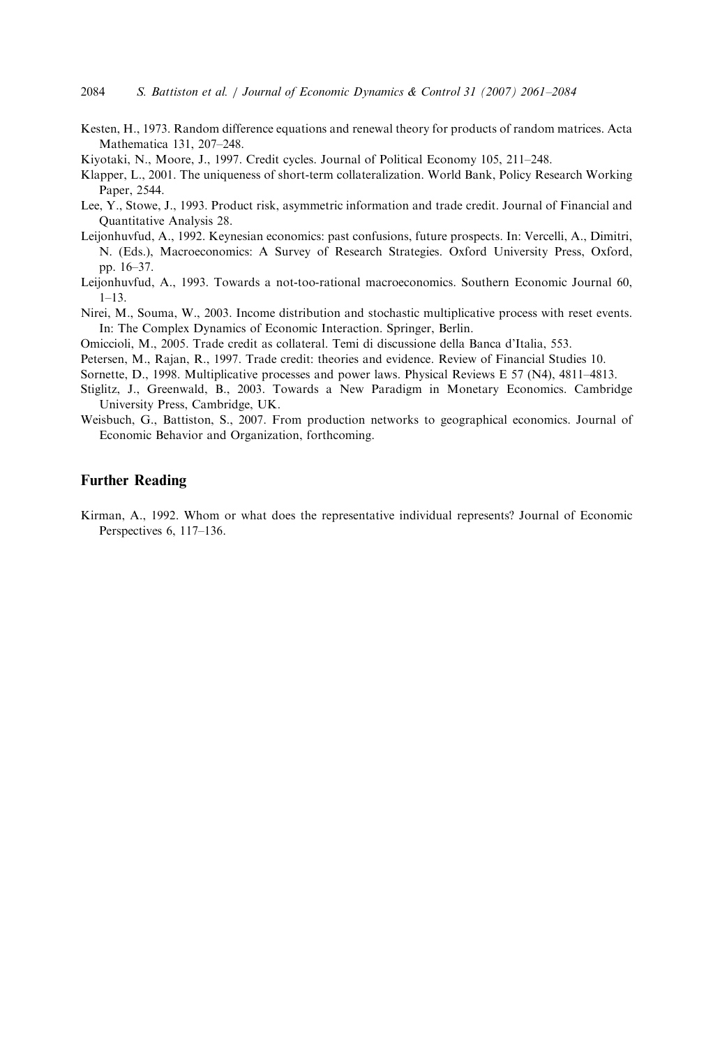Kesten, H., 1973. Random difference equations and renewal theory for products of random matrices. Acta Mathematica 131, 207–248.

Kiyotaki, N., Moore, J., 1997. Credit cycles. Journal of Political Economy 105, 211–248.

Klapper, L., 2001. The uniqueness of short-term collateralization. World Bank, Policy Research Working Paper, 2544.

Lee, Y., Stowe, J., 1993. Product risk, asymmetric information and trade credit. Journal of Financial and Quantitative Analysis 28.

Leijonhuvfud, A., 1992. Keynesian economics: past confusions, future prospects. In: Vercelli, A., Dimitri, N. (Eds.), Macroeconomics: A Survey of Research Strategies. Oxford University Press, Oxford, pp. 16–37.

Leijonhuvfud, A., 1993. Towards a not-too-rational macroeconomics. Southern Economic Journal 60, 1–13.

Nirei, M., Souma, W., 2003. Income distribution and stochastic multiplicative process with reset events. In: The Complex Dynamics of Economic Interaction. Springer, Berlin.

Omiccioli, M., 2005. Trade credit as collateral. Temi di discussione della Banca d'Italia, 553.

Petersen, M., Rajan, R., 1997. Trade credit: theories and evidence. Review of Financial Studies 10.

Sornette, D., 1998. Multiplicative processes and power laws. Physical Reviews E 57 (N4), 4811–4813.

Stiglitz, J., Greenwald, B., 2003. Towards a New Paradigm in Monetary Economics. Cambridge University Press, Cambridge, UK.

Weisbuch, G., Battiston, S., 2007. From production networks to geographical economics. Journal of Economic Behavior and Organization, forthcoming.

## Further Reading

Kirman, A., 1992. Whom or what does the representative individual represents? Journal of Economic Perspectives 6, 117–136.